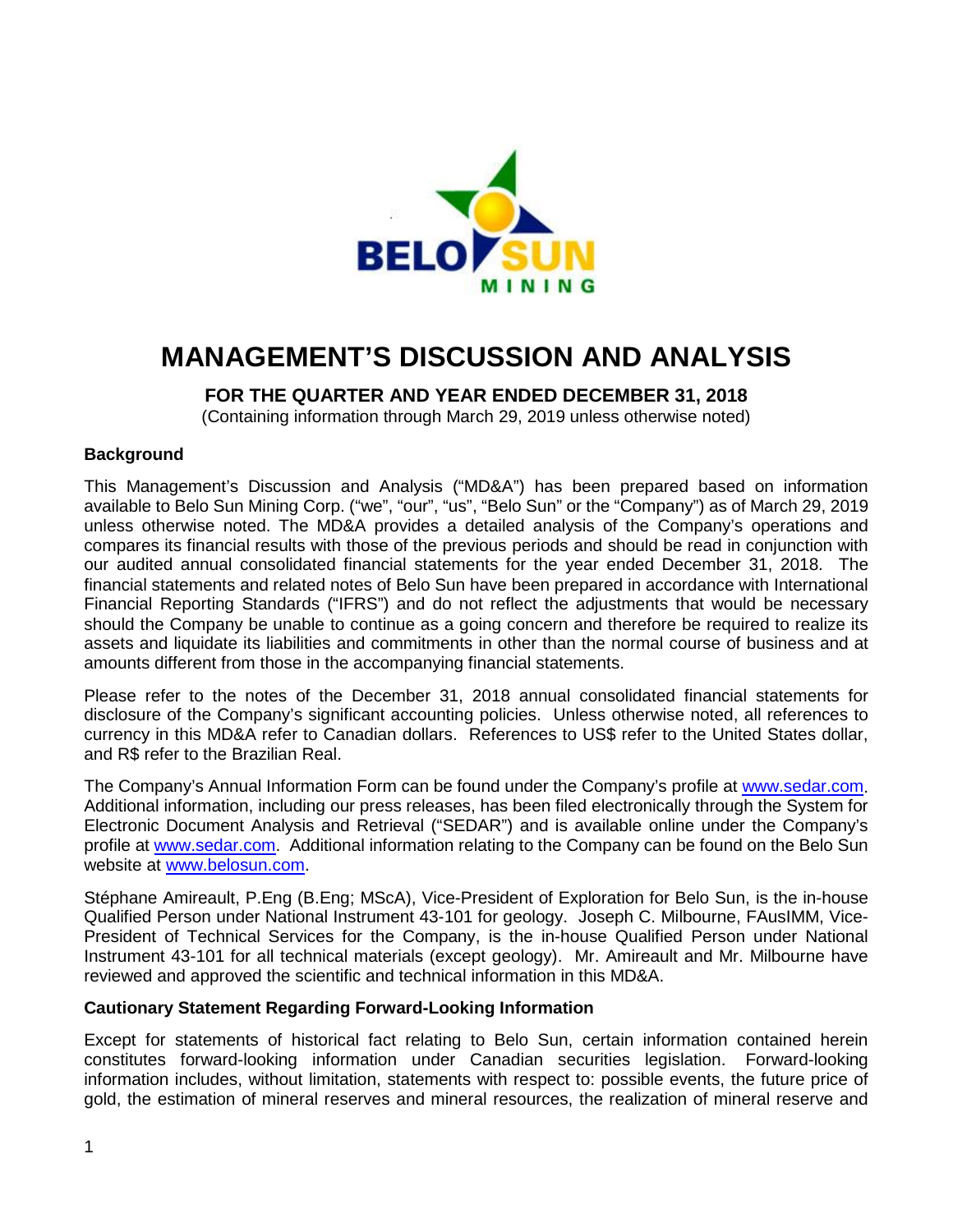# MANAGEMENT'S DISCUSSION AND ANALYSIS

**FOR THE QUARTER AND YEAR ENDED DECEMBER 31, 2018**
(Containing information through March 29, 2019 unless otherwise noted)

### Background

This Management's Discussion and Analysis ("MD&A") has been prepared based on information available to Belo Sun Mining Corp. ("we", "our", "us", "Belo Sun" or the "Company") as of March 29, 2019 unless otherwise noted. The MD&A provides a detailed analysis of the Company's operations and compares its financial results with those of the previous periods and should be read in conjunction with our audited annual consolidated financial statements for the year ended December 31, 2018. The financial statements and related notes of Belo Sun have been prepared in accordance with International Financial Reporting Standards ("IFRS") and do not reflect the adjustments that would be necessary should the Company be unable to continue as a going concern and therefore be required to realize its assets and liquidate its liabilities and commitments in other than the normal course of business and at amounts different from those in the accompanying financial statements.

Please refer to the notes of the December 31, 2018 annual consolidated financial statements for disclosure of the Company's significant accounting policies. Unless otherwise noted, all references to currency in this MD&A refer to Canadian dollars. References to US$ refer to the United States dollar, and R$ refer to the Brazilian Real.

The Company's Annual Information Form can be found under the Company's profile at www.sedar.com. Additional information, including our press releases, has been filed electronically through the System for Electronic Document Analysis and Retrieval ("SEDAR") and is available online under the Company's profile at www.sedar.com. Additional information relating to the Company can be found on the Belo Sun website at www.belosun.com.

Stéphane Amireault, P.Eng (B.Eng; MScA), Vice-President of Exploration for Belo Sun, is the in-house Qualified Person under National Instrument 43-101 for geology. Joseph C. Milbourne, FAusIMM, Vice-President of Technical Services for the Company, is the in-house Qualified Person under National Instrument 43-101 for all technical materials (except geology). Mr. Amireault and Mr. Milbourne have reviewed and approved the scientific and technical information in this MD&A.

### Cautionary Statement Regarding Forward-Looking Information

Except for statements of historical fact relating to Belo Sun, certain information contained herein constitutes forward-looking information under Canadian securities legislation. Forward-looking information includes, without limitation, statements with respect to: possible events, the future price of gold, the estimation of mineral reserves and mineral resources, the realization of mineral reserve and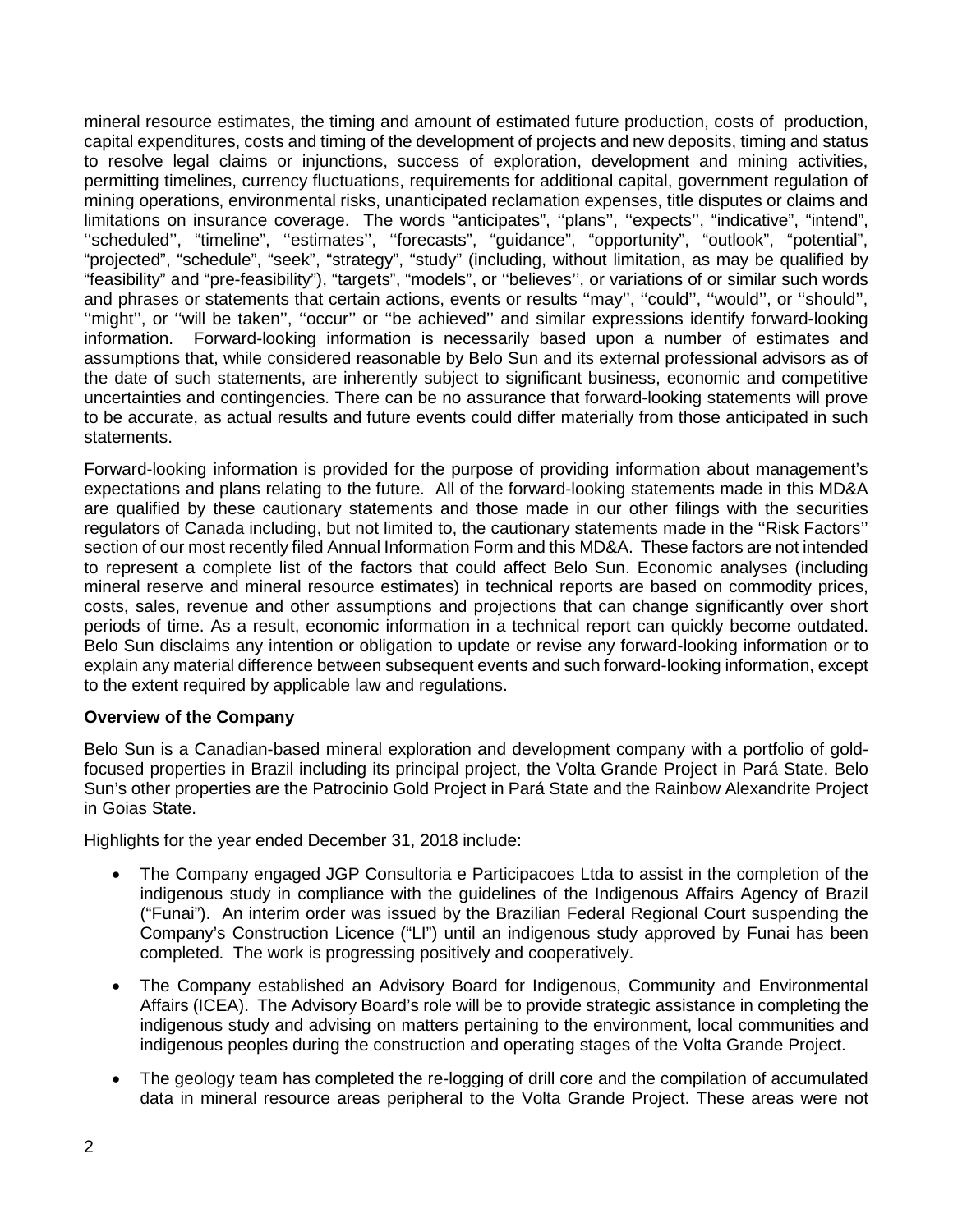mineral resource estimates, the timing and amount of estimated future production, costs of production, capital expenditures, costs and timing of the development of projects and new deposits, timing and status to resolve legal claims or injunctions, success of exploration, development and mining activities, permitting timelines, currency fluctuations, requirements for additional capital, government regulation of mining operations, environmental risks, unanticipated reclamation expenses, title disputes or claims and limitations on insurance coverage. The words "anticipates", ''plans'', ''expects'', "indicative", "intend", ''scheduled'', "timeline", ''estimates'', ''forecasts", "guidance", "opportunity", "outlook", "potential", "projected", "schedule", "seek", "strategy", "study" (including, without limitation, as may be qualified by "feasibility" and "pre-feasibility"), "targets", "models", or ''believes'', or variations of or similar such words and phrases or statements that certain actions, events or results ''may'', ''could'', ''would'', or ''should'', ''might'', or ''will be taken'', ''occur'' or ''be achieved'' and similar expressions identify forward-looking information. Forward-looking information is necessarily based upon a number of estimates and assumptions that, while considered reasonable by Belo Sun and its external professional advisors as of the date of such statements, are inherently subject to significant business, economic and competitive uncertainties and contingencies. There can be no assurance that forward-looking statements will prove to be accurate, as actual results and future events could differ materially from those anticipated in such statements.

Forward-looking information is provided for the purpose of providing information about management's expectations and plans relating to the future. All of the forward-looking statements made in this MD&A are qualified by these cautionary statements and those made in our other filings with the securities regulators of Canada including, but not limited to, the cautionary statements made in the ''Risk Factors'' section of our most recently filed Annual Information Form and this MD&A. These factors are not intended to represent a complete list of the factors that could affect Belo Sun. Economic analyses (including mineral reserve and mineral resource estimates) in technical reports are based on commodity prices, costs, sales, revenue and other assumptions and projections that can change significantly over short periods of time. As a result, economic information in a technical report can quickly become outdated. Belo Sun disclaims any intention or obligation to update or revise any forward-looking information or to explain any material difference between subsequent events and such forward-looking information, except to the extent required by applicable law and regulations.

**Overview of the Company**

Belo Sun is a Canadian-based mineral exploration and development company with a portfolio of gold-focused properties in Brazil including its principal project, the Volta Grande Project in Pará State. Belo Sun's other properties are the Patrocinio Gold Project in Pará State and the Rainbow Alexandrite Project in Goias State.

Highlights for the year ended December 31, 2018 include:

- The Company engaged JGP Consultoria e Participacoes Ltda to assist in the completion of the indigenous study in compliance with the guidelines of the Indigenous Affairs Agency of Brazil ("Funai"). An interim order was issued by the Brazilian Federal Regional Court suspending the Company's Construction Licence ("LI") until an indigenous study approved by Funai has been completed. The work is progressing positively and cooperatively.
- The Company established an Advisory Board for Indigenous, Community and Environmental Affairs (ICEA). The Advisory Board's role will be to provide strategic assistance in completing the indigenous study and advising on matters pertaining to the environment, local communities and indigenous peoples during the construction and operating stages of the Volta Grande Project.
- The geology team has completed the re-logging of drill core and the compilation of accumulated data in mineral resource areas peripheral to the Volta Grande Project. These areas were not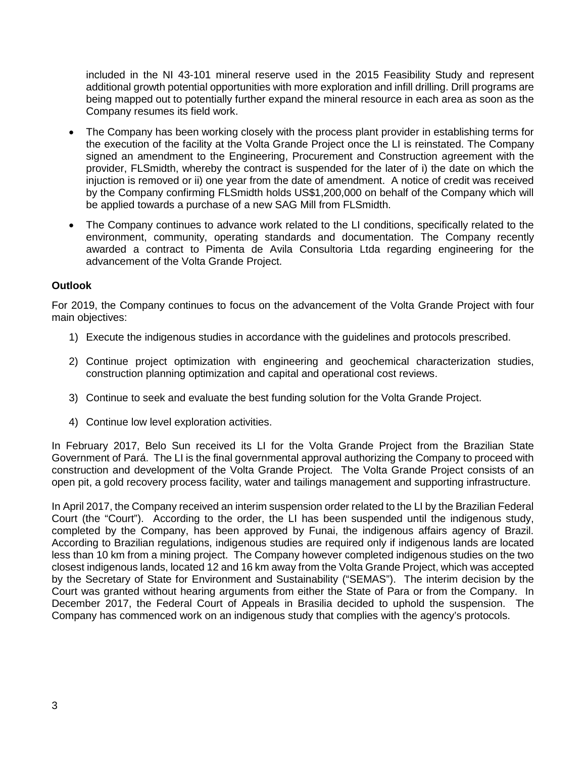included in the NI 43-101 mineral reserve used in the 2015 Feasibility Study and represent additional growth potential opportunities with more exploration and infill drilling. Drill programs are being mapped out to potentially further expand the mineral resource in each area as soon as the Company resumes its field work.

- The Company has been working closely with the process plant provider in establishing terms for the execution of the facility at the Volta Grande Project once the LI is reinstated. The Company signed an amendment to the Engineering, Procurement and Construction agreement with the provider, FLSmidth, whereby the contract is suspended for the later of i) the date on which the injuction is removed or ii) one year from the date of amendment. A notice of credit was received by the Company confirming FLSmidth holds US$1,200,000 on behalf of the Company which will be applied towards a purchase of a new SAG Mill from FLSmidth.
- The Company continues to advance work related to the LI conditions, specifically related to the environment, community, operating standards and documentation. The Company recently awarded a contract to Pimenta de Avila Consultoria Ltda regarding engineering for the advancement of the Volta Grande Project.

**Outlook**

For 2019, the Company continues to focus on the advancement of the Volta Grande Project with four main objectives:

1) Execute the indigenous studies in accordance with the guidelines and protocols prescribed.
2) Continue project optimization with engineering and geochemical characterization studies, construction planning optimization and capital and operational cost reviews.
3) Continue to seek and evaluate the best funding solution for the Volta Grande Project.
4) Continue low level exploration activities.

In February 2017, Belo Sun received its LI for the Volta Grande Project from the Brazilian State Government of Pará. The LI is the final governmental approval authorizing the Company to proceed with construction and development of the Volta Grande Project. The Volta Grande Project consists of an open pit, a gold recovery process facility, water and tailings management and supporting infrastructure.

In April 2017, the Company received an interim suspension order related to the LI by the Brazilian Federal Court (the "Court"). According to the order, the LI has been suspended until the indigenous study, completed by the Company, has been approved by Funai, the indigenous affairs agency of Brazil. According to Brazilian regulations, indigenous studies are required only if indigenous lands are located less than 10 km from a mining project. The Company however completed indigenous studies on the two closest indigenous lands, located 12 and 16 km away from the Volta Grande Project, which was accepted by the Secretary of State for Environment and Sustainability ("SEMAS"). The interim decision by the Court was granted without hearing arguments from either the State of Para or from the Company. In December 2017, the Federal Court of Appeals in Brasilia decided to uphold the suspension. The Company has commenced work on an indigenous study that complies with the agency's protocols.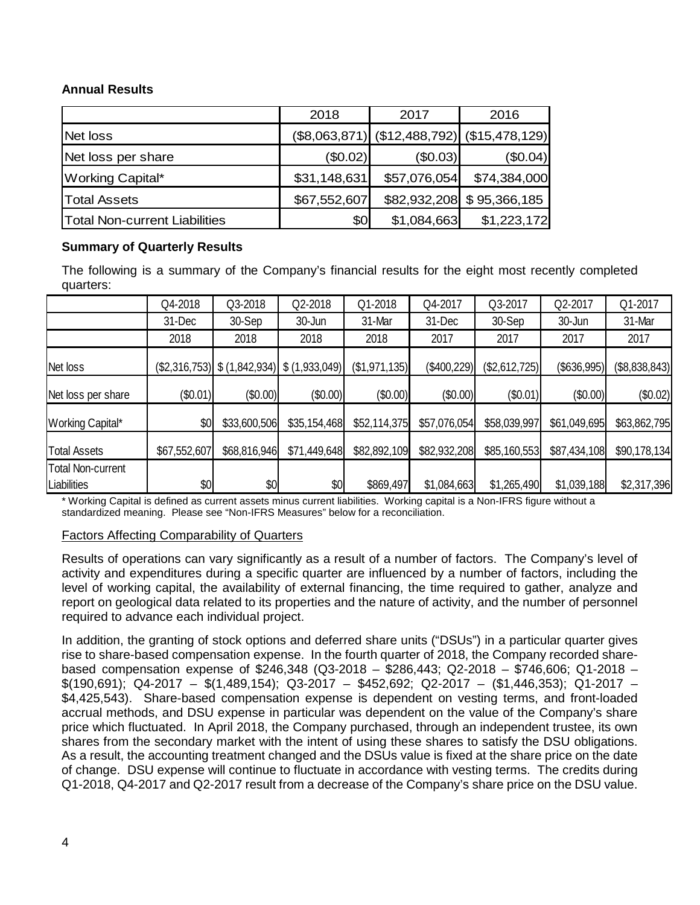**Annual Results**

| | 2018 | 2017 | 2016 |
|---|---|---|---|
| Net loss | ($8,063,871) | ($12,488,792) | ($15,478,129) |
| Net loss per share | ($0.02) | ($0.03) | ($0.04) |
| Working Capital* | $31,148,631 | $57,076,054 | $74,384,000 |
| Total Assets | $67,552,607 | $82,932,208 | $ 95,366,185 |
| Total Non-current Liabilities | $0 | $1,084,663 | $1,223,172 |

**Summary of Quarterly Results**

The following is a summary of the Company's financial results for the eight most recently completed quarters:

| | Q4-2018 | Q3-2018 | Q2-2018 | Q1-2018 | Q4-2017 | Q3-2017 | Q2-2017 | Q1-2017 |
|---|---|---|---|---|---|---|---|---|
| | 31-Dec | 30-Sep | 30-Jun | 31-Mar | 31-Dec | 30-Sep | 30-Jun | 31-Mar |
| | 2018 | 2018 | 2018 | 2018 | 2017 | 2017 | 2017 | 2017 |
| Net loss | ($2,316,753) | $ (1,842,934) | $ (1,933,049) | ($1,971,135) | ($400,229) | ($2,612,725) | ($636,995) | ($8,838,843) |
| Net loss per share | ($0.01) | ($0.00) | ($0.00) | ($0.00) | ($0.00) | ($0.01) | ($0.00) | ($0.02) |
| Working Capital* | $0 | $33,600,506 | $35,154,468 | $52,114,375 | $57,076,054 | $58,039,997 | $61,049,695 | $63,862,795 |
| Total Assets | $67,552,607 | $68,816,946 | $71,449,648 | $82,892,109 | $82,932,208 | $85,160,553 | $87,434,108 | $90,178,134 |
| Total Non-current Liabilities | $0 | $0 | $0 | $869,497 | $1,084,663 | $1,265,490 | $1,039,188 | $2,317,396 |

* Working Capital is defined as current assets minus current liabilities. Working capital is a Non-IFRS figure without a standardized meaning. Please see "Non-IFRS Measures" below for a reconciliation.

Factors Affecting Comparability of Quarters

Results of operations can vary significantly as a result of a number of factors. The Company's level of activity and expenditures during a specific quarter are influenced by a number of factors, including the level of working capital, the availability of external financing, the time required to gather, analyze and report on geological data related to its properties and the nature of activity, and the number of personnel required to advance each individual project.

In addition, the granting of stock options and deferred share units ("DSUs") in a particular quarter gives rise to share-based compensation expense. In the fourth quarter of 2018, the Company recorded share-based compensation expense of $246,348 (Q3-2018 – $286,443; Q2-2018 – $746,606; Q1-2018 – $(190,691); Q4-2017 – $(1,489,154); Q3-2017 – $452,692; Q2-2017 – ($1,446,353); Q1-2017 – $4,425,543). Share-based compensation expense is dependent on vesting terms, and front-loaded accrual methods, and DSU expense in particular was dependent on the value of the Company's share price which fluctuated. In April 2018, the Company purchased, through an independent trustee, its own shares from the secondary market with the intent of using these shares to satisfy the DSU obligations. As a result, the accounting treatment changed and the DSUs value is fixed at the share price on the date of change. DSU expense will continue to fluctuate in accordance with vesting terms. The credits during Q1-2018, Q4-2017 and Q2-2017 result from a decrease of the Company's share price on the DSU value.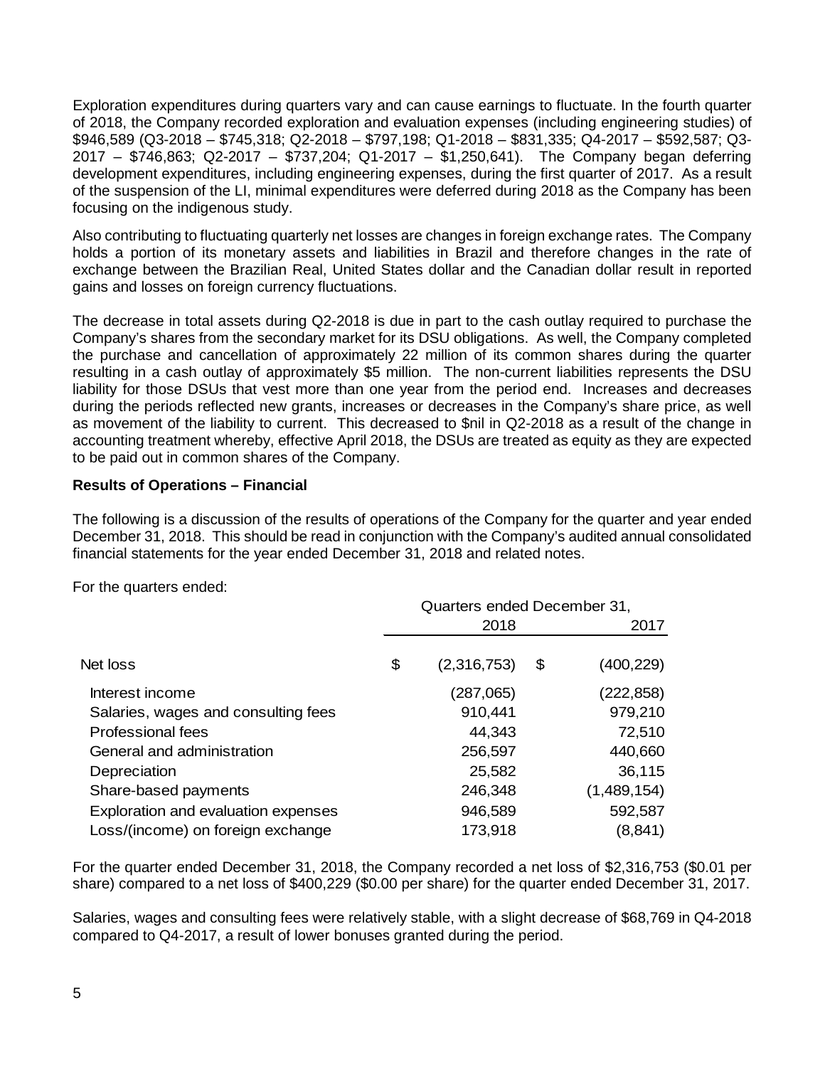Exploration expenditures during quarters vary and can cause earnings to fluctuate. In the fourth quarter of 2018, the Company recorded exploration and evaluation expenses (including engineering studies) of $946,589 (Q3-2018 – $745,318; Q2-2018 – $797,198; Q1-2018 – $831,335; Q4-2017 – $592,587; Q3-2017 – $746,863; Q2-2017 – $737,204; Q1-2017 – $1,250,641). The Company began deferring development expenditures, including engineering expenses, during the first quarter of 2017. As a result of the suspension of the LI, minimal expenditures were deferred during 2018 as the Company has been focusing on the indigenous study.

Also contributing to fluctuating quarterly net losses are changes in foreign exchange rates. The Company holds a portion of its monetary assets and liabilities in Brazil and therefore changes in the rate of exchange between the Brazilian Real, United States dollar and the Canadian dollar result in reported gains and losses on foreign currency fluctuations.

The decrease in total assets during Q2-2018 is due in part to the cash outlay required to purchase the Company's shares from the secondary market for its DSU obligations. As well, the Company completed the purchase and cancellation of approximately 22 million of its common shares during the quarter resulting in a cash outlay of approximately $5 million. The non-current liabilities represents the DSU liability for those DSUs that vest more than one year from the period end. Increases and decreases during the periods reflected new grants, increases or decreases in the Company's share price, as well as movement of the liability to current. This decreased to $nil in Q2-2018 as a result of the change in accounting treatment whereby, effective April 2018, the DSUs are treated as equity as they are expected to be paid out in common shares of the Company.

**Results of Operations – Financial**

The following is a discussion of the results of operations of the Company for the quarter and year ended December 31, 2018. This should be read in conjunction with the Company's audited annual consolidated financial statements for the year ended December 31, 2018 and related notes.

For the quarters ended:

| | Quarters ended December 31, | |
|---|---|---|
| | 2018 | 2017 |
| Net loss | $ (2,316,753) | $ (400,229) |
| Interest income | (287,065) | (222,858) |
| Salaries, wages and consulting fees | 910,441 | 979,210 |
| Professional fees | 44,343 | 72,510 |
| General and administration | 256,597 | 440,660 |
| Depreciation | 25,582 | 36,115 |
| Share-based payments | 246,348 | (1,489,154) |
| Exploration and evaluation expenses | 946,589 | 592,587 |
| Loss/(income) on foreign exchange | 173,918 | (8,841) |

For the quarter ended December 31, 2018, the Company recorded a net loss of $2,316,753 ($0.01 per share) compared to a net loss of $400,229 ($0.00 per share) for the quarter ended December 31, 2017.

Salaries, wages and consulting fees were relatively stable, with a slight decrease of $68,769 in Q4-2018 compared to Q4-2017, a result of lower bonuses granted during the period.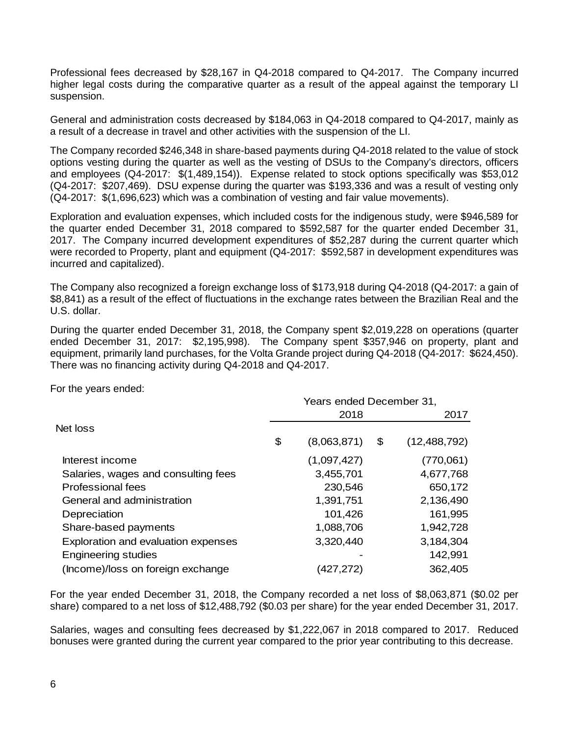Professional fees decreased by $28,167 in Q4-2018 compared to Q4-2017. The Company incurred higher legal costs during the comparative quarter as a result of the appeal against the temporary LI suspension.

General and administration costs decreased by $184,063 in Q4-2018 compared to Q4-2017, mainly as a result of a decrease in travel and other activities with the suspension of the LI.

The Company recorded $246,348 in share-based payments during Q4-2018 related to the value of stock options vesting during the quarter as well as the vesting of DSUs to the Company's directors, officers and employees (Q4-2017: $(1,489,154)). Expense related to stock options specifically was $53,012 (Q4-2017: $207,469). DSU expense during the quarter was $193,336 and was a result of vesting only (Q4-2017: $(1,696,623) which was a combination of vesting and fair value movements).

Exploration and evaluation expenses, which included costs for the indigenous study, were $946,589 for the quarter ended December 31, 2018 compared to $592,587 for the quarter ended December 31, 2017. The Company incurred development expenditures of $52,287 during the current quarter which were recorded to Property, plant and equipment (Q4-2017: $592,587 in development expenditures was incurred and capitalized).

The Company also recognized a foreign exchange loss of $173,918 during Q4-2018 (Q4-2017: a gain of $8,841) as a result of the effect of fluctuations in the exchange rates between the Brazilian Real and the U.S. dollar.

During the quarter ended December 31, 2018, the Company spent $2,019,228 on operations (quarter ended December 31, 2017: $2,195,998). The Company spent $357,946 on property, plant and equipment, primarily land purchases, for the Volta Grande project during Q4-2018 (Q4-2017: $624,450). There was no financing activity during Q4-2018 and Q4-2017.

For the years ended:

| | Years ended December 31, | |
|---|---|---|
| | 2018 | 2017 |
| Net loss | $ (8,063,871) | $ (12,488,792) |
| Interest income | (1,097,427) | (770,061) |
| Salaries, wages and consulting fees | 3,455,701 | 4,677,768 |
| Professional fees | 230,546 | 650,172 |
| General and administration | 1,391,751 | 2,136,490 |
| Depreciation | 101,426 | 161,995 |
| Share-based payments | 1,088,706 | 1,942,728 |
| Exploration and evaluation expenses | 3,320,440 | 3,184,304 |
| Engineering studies | - | 142,991 |
| (Income)/loss on foreign exchange | (427,272) | 362,405 |

For the year ended December 31, 2018, the Company recorded a net loss of $8,063,871 ($0.02 per share) compared to a net loss of $12,488,792 ($0.03 per share) for the year ended December 31, 2017.

Salaries, wages and consulting fees decreased by $1,222,067 in 2018 compared to 2017. Reduced bonuses were granted during the current year compared to the prior year contributing to this decrease.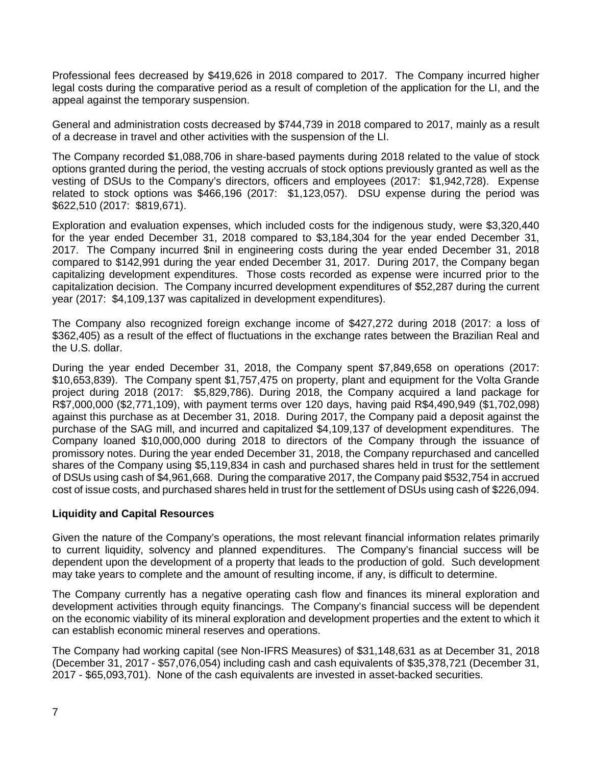Professional fees decreased by $419,626 in 2018 compared to 2017. The Company incurred higher legal costs during the comparative period as a result of completion of the application for the LI, and the appeal against the temporary suspension.

General and administration costs decreased by $744,739 in 2018 compared to 2017, mainly as a result of a decrease in travel and other activities with the suspension of the LI.

The Company recorded $1,088,706 in share-based payments during 2018 related to the value of stock options granted during the period, the vesting accruals of stock options previously granted as well as the vesting of DSUs to the Company's directors, officers and employees (2017: $1,942,728). Expense related to stock options was $466,196 (2017: $1,123,057). DSU expense during the period was $622,510 (2017: $819,671).

Exploration and evaluation expenses, which included costs for the indigenous study, were $3,320,440 for the year ended December 31, 2018 compared to $3,184,304 for the year ended December 31, 2017. The Company incurred $nil in engineering costs during the year ended December 31, 2018 compared to $142,991 during the year ended December 31, 2017. During 2017, the Company began capitalizing development expenditures. Those costs recorded as expense were incurred prior to the capitalization decision. The Company incurred development expenditures of $52,287 during the current year (2017: $4,109,137 was capitalized in development expenditures).

The Company also recognized foreign exchange income of $427,272 during 2018 (2017: a loss of $362,405) as a result of the effect of fluctuations in the exchange rates between the Brazilian Real and the U.S. dollar.

During the year ended December 31, 2018, the Company spent $7,849,658 on operations (2017: $10,653,839). The Company spent $1,757,475 on property, plant and equipment for the Volta Grande project during 2018 (2017: $5,829,786). During 2018, the Company acquired a land package for R$7,000,000 ($2,771,109), with payment terms over 120 days, having paid R$4,490,949 ($1,702,098) against this purchase as at December 31, 2018. During 2017, the Company paid a deposit against the purchase of the SAG mill, and incurred and capitalized $4,109,137 of development expenditures. The Company loaned $10,000,000 during 2018 to directors of the Company through the issuance of promissory notes. During the year ended December 31, 2018, the Company repurchased and cancelled shares of the Company using $5,119,834 in cash and purchased shares held in trust for the settlement of DSUs using cash of $4,961,668. During the comparative 2017, the Company paid $532,754 in accrued cost of issue costs, and purchased shares held in trust for the settlement of DSUs using cash of $226,094.

## Liquidity and Capital Resources

Given the nature of the Company's operations, the most relevant financial information relates primarily to current liquidity, solvency and planned expenditures. The Company's financial success will be dependent upon the development of a property that leads to the production of gold. Such development may take years to complete and the amount of resulting income, if any, is difficult to determine.

The Company currently has a negative operating cash flow and finances its mineral exploration and development activities through equity financings. The Company's financial success will be dependent on the economic viability of its mineral exploration and development properties and the extent to which it can establish economic mineral reserves and operations.

The Company had working capital (see Non-IFRS Measures) of $31,148,631 as at December 31, 2018 (December 31, 2017 - $57,076,054) including cash and cash equivalents of $35,378,721 (December 31, 2017 - $65,093,701). None of the cash equivalents are invested in asset-backed securities.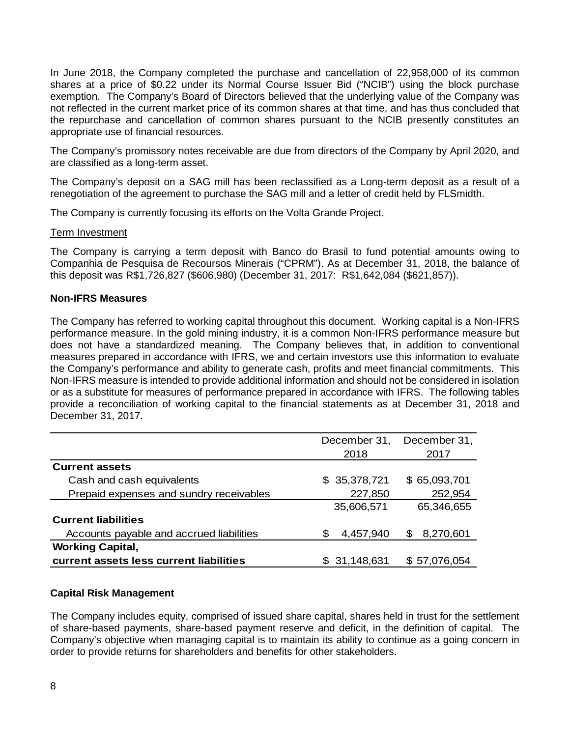In June 2018, the Company completed the purchase and cancellation of 22,958,000 of its common shares at a price of $0.22 under its Normal Course Issuer Bid ("NCIB") using the block purchase exemption. The Company's Board of Directors believed that the underlying value of the Company was not reflected in the current market price of its common shares at that time, and has thus concluded that the repurchase and cancellation of common shares pursuant to the NCIB presently constitutes an appropriate use of financial resources.

The Company's promissory notes receivable are due from directors of the Company by April 2020, and are classified as a long-term asset.

The Company's deposit on a SAG mill has been reclassified as a Long-term deposit as a result of a renegotiation of the agreement to purchase the SAG mill and a letter of credit held by FLSmidth.

The Company is currently focusing its efforts on the Volta Grande Project.

Term Investment

The Company is carrying a term deposit with Banco do Brasil to fund potential amounts owing to Companhia de Pesquisa de Recoursos Minerais ("CPRM"). As at December 31, 2018, the balance of this deposit was R$1,726,827 ($606,980) (December 31, 2017: R$1,642,084 ($621,857)).

**Non-IFRS Measures**

The Company has referred to working capital throughout this document. Working capital is a Non-IFRS performance measure. In the gold mining industry, it is a common Non-IFRS performance measure but does not have a standardized meaning. The Company believes that, in addition to conventional measures prepared in accordance with IFRS, we and certain investors use this information to evaluate the Company's performance and ability to generate cash, profits and meet financial commitments. This Non-IFRS measure is intended to provide additional information and should not be considered in isolation or as a substitute for measures of performance prepared in accordance with IFRS. The following tables provide a reconciliation of working capital to the financial statements as at December 31, 2018 and December 31, 2017.

| | December 31, 2018 | December 31, 2017 |
|---|---|---|
| **Current assets** | | |
| Cash and cash equivalents | $ 35,378,721 | $ 65,093,701 |
| Prepaid expenses and sundry receivables | 227,850 | 252,954 |
| | 35,606,571 | 65,346,655 |
| **Current liabilities** | | |
| Accounts payable and accrued liabilities | $ 4,457,940 | $ 8,270,601 |
| **Working Capital, current assets less current liabilities** | $ 31,148,631 | $ 57,076,054 |

**Capital Risk Management**

The Company includes equity, comprised of issued share capital, shares held in trust for the settlement of share-based payments, share-based payment reserve and deficit, in the definition of capital. The Company's objective when managing capital is to maintain its ability to continue as a going concern in order to provide returns for shareholders and benefits for other stakeholders.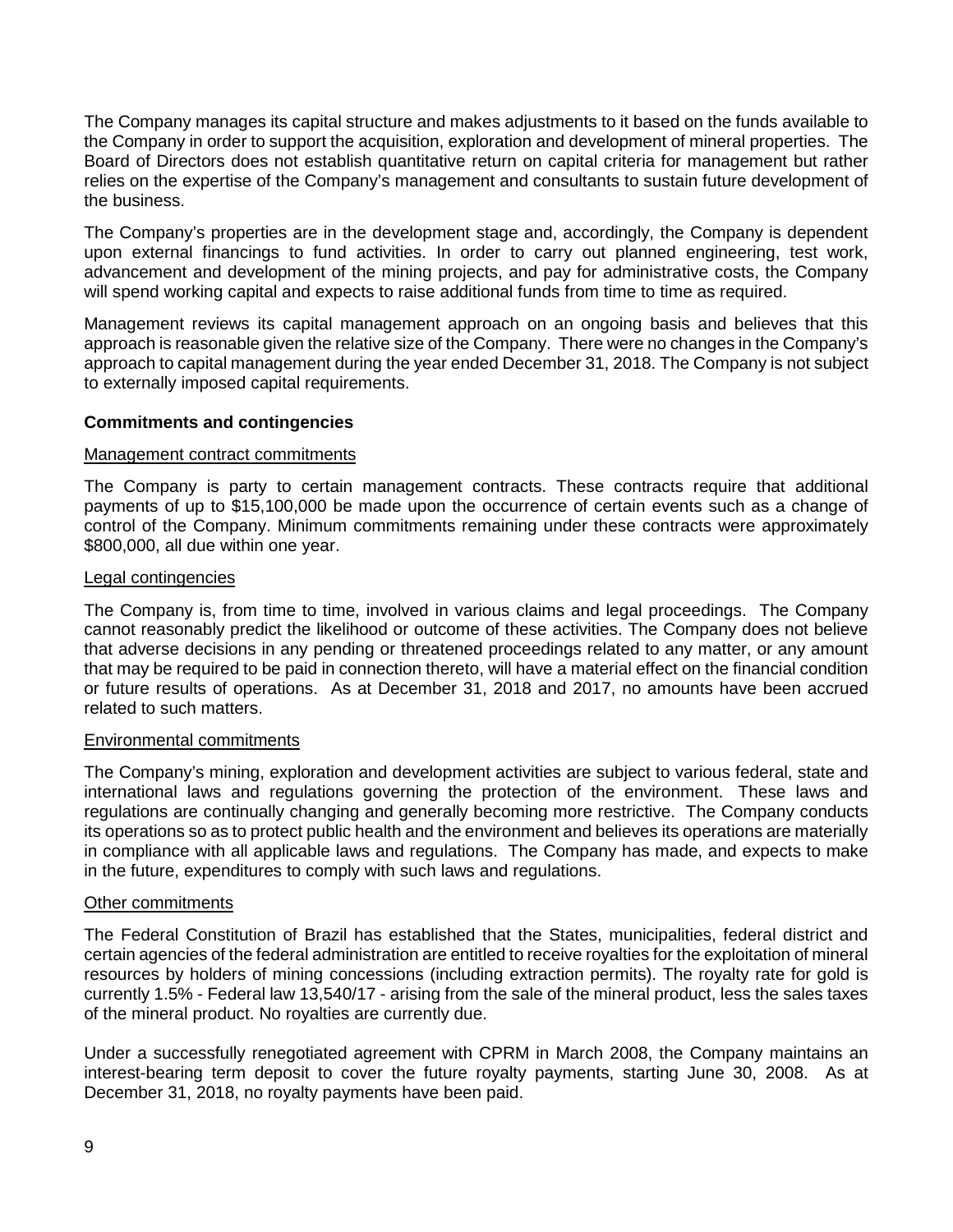The Company manages its capital structure and makes adjustments to it based on the funds available to the Company in order to support the acquisition, exploration and development of mineral properties. The Board of Directors does not establish quantitative return on capital criteria for management but rather relies on the expertise of the Company's management and consultants to sustain future development of the business.

The Company's properties are in the development stage and, accordingly, the Company is dependent upon external financings to fund activities. In order to carry out planned engineering, test work, advancement and development of the mining projects, and pay for administrative costs, the Company will spend working capital and expects to raise additional funds from time to time as required.

Management reviews its capital management approach on an ongoing basis and believes that this approach is reasonable given the relative size of the Company. There were no changes in the Company's approach to capital management during the year ended December 31, 2018. The Company is not subject to externally imposed capital requirements.

## Commitments and contingencies

### Management contract commitments

The Company is party to certain management contracts. These contracts require that additional payments of up to $15,100,000 be made upon the occurrence of certain events such as a change of control of the Company. Minimum commitments remaining under these contracts were approximately $800,000, all due within one year.

### Legal contingencies

The Company is, from time to time, involved in various claims and legal proceedings. The Company cannot reasonably predict the likelihood or outcome of these activities. The Company does not believe that adverse decisions in any pending or threatened proceedings related to any matter, or any amount that may be required to be paid in connection thereto, will have a material effect on the financial condition or future results of operations. As at December 31, 2018 and 2017, no amounts have been accrued related to such matters.

### Environmental commitments

The Company's mining, exploration and development activities are subject to various federal, state and international laws and regulations governing the protection of the environment. These laws and regulations are continually changing and generally becoming more restrictive. The Company conducts its operations so as to protect public health and the environment and believes its operations are materially in compliance with all applicable laws and regulations. The Company has made, and expects to make in the future, expenditures to comply with such laws and regulations.

### Other commitments

The Federal Constitution of Brazil has established that the States, municipalities, federal district and certain agencies of the federal administration are entitled to receive royalties for the exploitation of mineral resources by holders of mining concessions (including extraction permits). The royalty rate for gold is currently 1.5% - Federal law 13,540/17 - arising from the sale of the mineral product, less the sales taxes of the mineral product. No royalties are currently due.

Under a successfully renegotiated agreement with CPRM in March 2008, the Company maintains an interest-bearing term deposit to cover the future royalty payments, starting June 30, 2008. As at December 31, 2018, no royalty payments have been paid.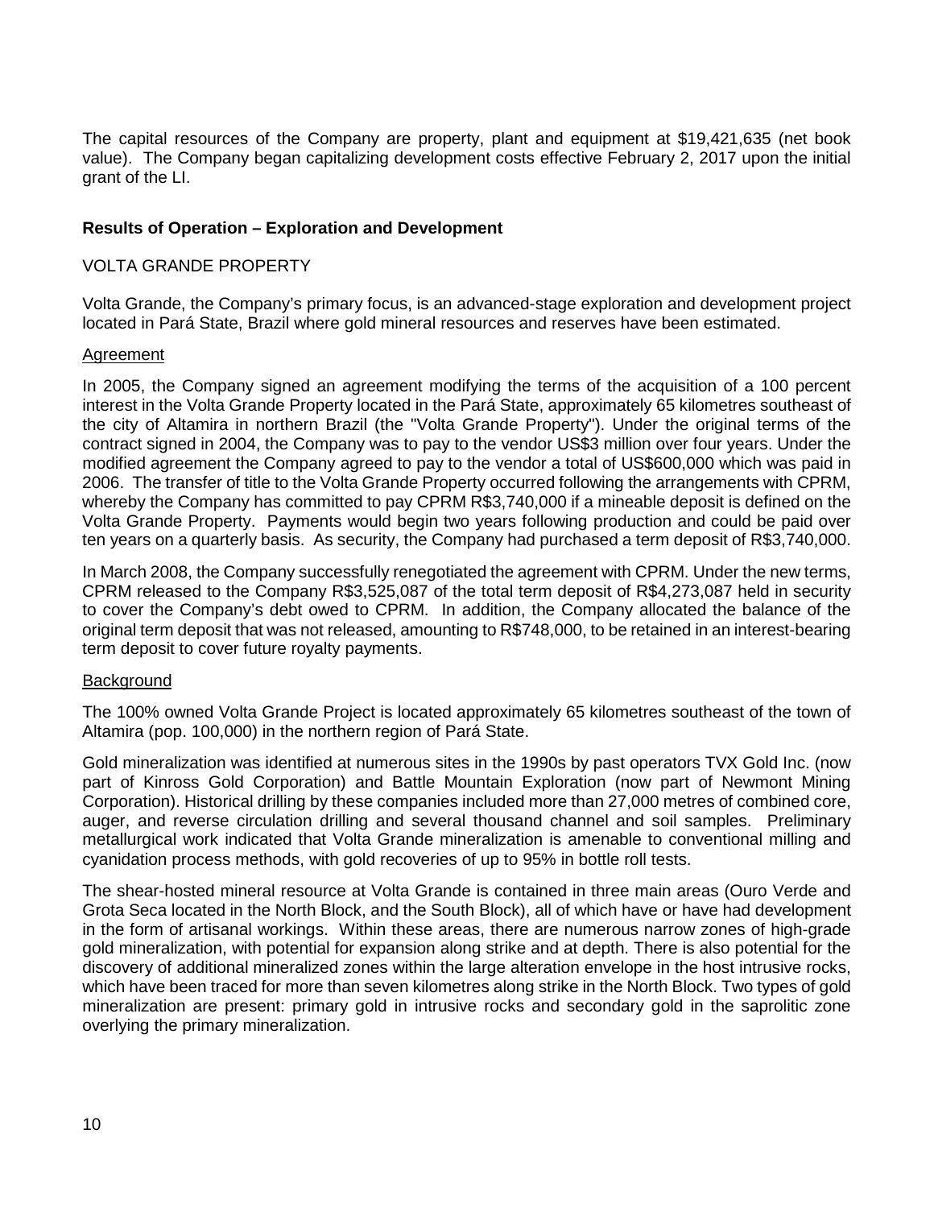The capital resources of the Company are property, plant and equipment at $19,421,635 (net book value). The Company began capitalizing development costs effective February 2, 2017 upon the initial grant of the LI.

## Results of Operation – Exploration and Development

### VOLTA GRANDE PROPERTY

Volta Grande, the Company's primary focus, is an advanced-stage exploration and development project located in Pará State, Brazil where gold mineral resources and reserves have been estimated.

#### Agreement

In 2005, the Company signed an agreement modifying the terms of the acquisition of a 100 percent interest in the Volta Grande Property located in the Pará State, approximately 65 kilometres southeast of the city of Altamira in northern Brazil (the "Volta Grande Property"). Under the original terms of the contract signed in 2004, the Company was to pay to the vendor US$3 million over four years. Under the modified agreement the Company agreed to pay to the vendor a total of US$600,000 which was paid in 2006. The transfer of title to the Volta Grande Property occurred following the arrangements with CPRM, whereby the Company has committed to pay CPRM R$3,740,000 if a mineable deposit is defined on the Volta Grande Property. Payments would begin two years following production and could be paid over ten years on a quarterly basis. As security, the Company had purchased a term deposit of R$3,740,000.

In March 2008, the Company successfully renegotiated the agreement with CPRM. Under the new terms, CPRM released to the Company R$3,525,087 of the total term deposit of R$4,273,087 held in security to cover the Company's debt owed to CPRM. In addition, the Company allocated the balance of the original term deposit that was not released, amounting to R$748,000, to be retained in an interest-bearing term deposit to cover future royalty payments.

#### Background

The 100% owned Volta Grande Project is located approximately 65 kilometres southeast of the town of Altamira (pop. 100,000) in the northern region of Pará State.

Gold mineralization was identified at numerous sites in the 1990s by past operators TVX Gold Inc. (now part of Kinross Gold Corporation) and Battle Mountain Exploration (now part of Newmont Mining Corporation). Historical drilling by these companies included more than 27,000 metres of combined core, auger, and reverse circulation drilling and several thousand channel and soil samples. Preliminary metallurgical work indicated that Volta Grande mineralization is amenable to conventional milling and cyanidation process methods, with gold recoveries of up to 95% in bottle roll tests.

The shear-hosted mineral resource at Volta Grande is contained in three main areas (Ouro Verde and Grota Seca located in the North Block, and the South Block), all of which have or have had development in the form of artisanal workings. Within these areas, there are numerous narrow zones of high-grade gold mineralization, with potential for expansion along strike and at depth. There is also potential for the discovery of additional mineralized zones within the large alteration envelope in the host intrusive rocks, which have been traced for more than seven kilometres along strike in the North Block. Two types of gold mineralization are present: primary gold in intrusive rocks and secondary gold in the saprolitic zone overlying the primary mineralization.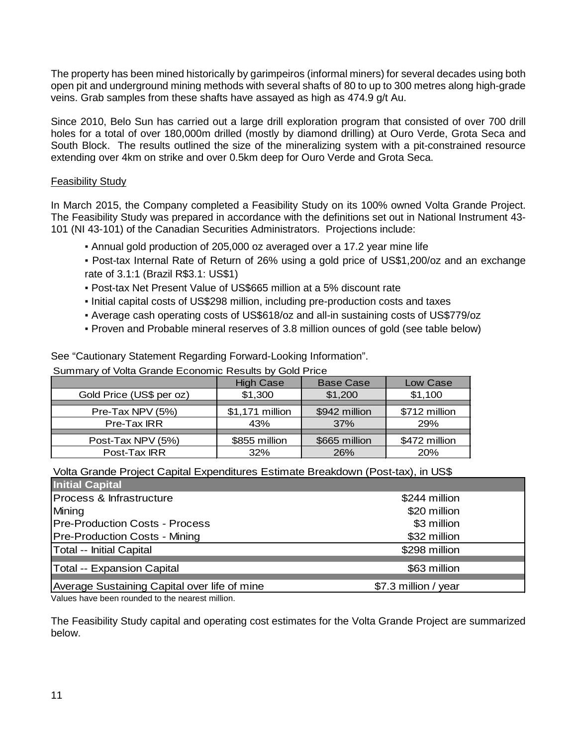The property has been mined historically by garimpeiros (informal miners) for several decades using both open pit and underground mining methods with several shafts of 80 to up to 300 metres along high-grade veins. Grab samples from these shafts have assayed as high as 474.9 g/t Au.

Since 2010, Belo Sun has carried out a large drill exploration program that consisted of over 700 drill holes for a total of over 180,000m drilled (mostly by diamond drilling) at Ouro Verde, Grota Seca and South Block. The results outlined the size of the mineralizing system with a pit-constrained resource extending over 4km on strike and over 0.5km deep for Ouro Verde and Grota Seca.

Feasibility Study

In March 2015, the Company completed a Feasibility Study on its 100% owned Volta Grande Project. The Feasibility Study was prepared in accordance with the definitions set out in National Instrument 43-101 (NI 43-101) of the Canadian Securities Administrators. Projections include:

- Annual gold production of 205,000 oz averaged over a 17.2 year mine life
- Post-tax Internal Rate of Return of 26% using a gold price of US$1,200/oz and an exchange rate of 3.1:1 (Brazil R$3.1: US$1)
- Post-tax Net Present Value of US$665 million at a 5% discount rate
- Initial capital costs of US$298 million, including pre-production costs and taxes
- Average cash operating costs of US$618/oz and all-in sustaining costs of US$779/oz
- Proven and Probable mineral reserves of 3.8 million ounces of gold (see table below)

See "Cautionary Statement Regarding Forward-Looking Information".

Summary of Volta Grande Economic Results by Gold Price

| | High Case | Base Case | Low Case |
|---|---|---|---|
| Gold Price (US$ per oz) | $1,300 | $1,200 | $1,100 |
| Pre-Tax NPV (5%) | $1,171 million | $942 million | $712 million |
| Pre-Tax IRR | 43% | 37% | 29% |
| Post-Tax NPV (5%) | $855 million | $665 million | $472 million |
| Post-Tax IRR | 32% | 26% | 20% |

Volta Grande Project Capital Expenditures Estimate Breakdown (Post-tax), in US$

| Initial Capital | |
|---|---|
| Process & Infrastructure | $244 million |
| Mining | $20 million |
| Pre-Production Costs - Process | $3 million |
| Pre-Production Costs - Mining | $32 million |
| Total -- Initial Capital | $298 million |
| Total -- Expansion Capital | $63 million |
| Average Sustaining Capital over life of mine | $7.3 million / year |

Values have been rounded to the nearest million.

The Feasibility Study capital and operating cost estimates for the Volta Grande Project are summarized below.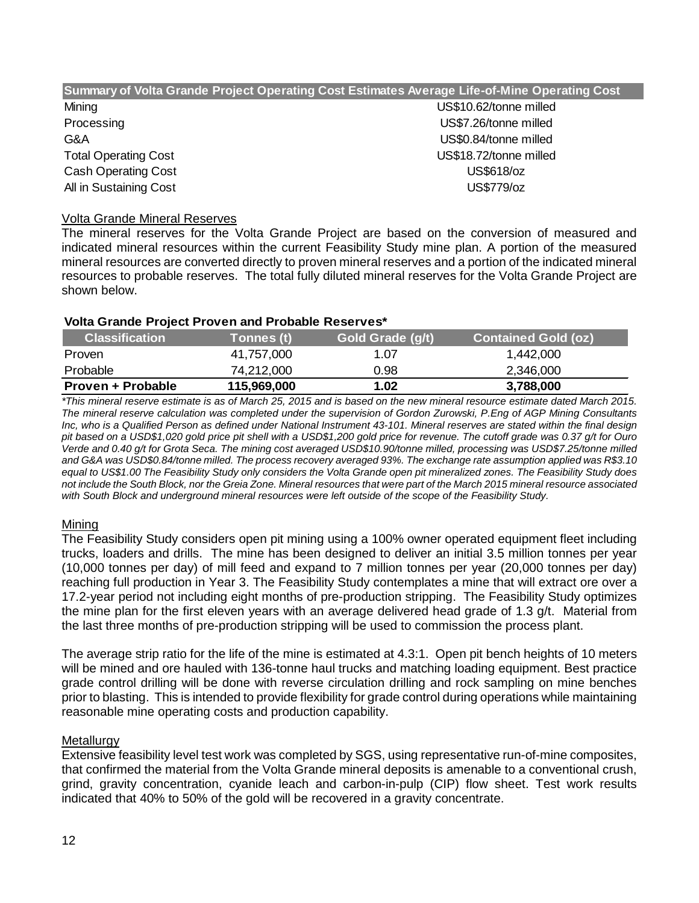| Summary of Volta Grande Project Operating Cost Estimates Average Life-of-Mine Operating Cost | |
|---|---|
| Mining | US$10.62/tonne milled |
| Processing | US$7.26/tonne milled |
| G&A | US$0.84/tonne milled |
| Total Operating Cost | US$18.72/tonne milled |
| Cash Operating Cost | US$618/oz |
| All in Sustaining Cost | US$779/oz |

## Volta Grande Mineral Reserves

The mineral reserves for the Volta Grande Project are based on the conversion of measured and indicated mineral resources within the current Feasibility Study mine plan. A portion of the measured mineral resources are converted directly to proven mineral reserves and a portion of the indicated mineral resources to probable reserves. The total fully diluted mineral reserves for the Volta Grande Project are shown below.

**Volta Grande Project Proven and Probable Reserves***

| Classification | Tonnes (t) | Gold Grade (g/t) | Contained Gold (oz) |
|---|---|---|---|
| Proven | 41,757,000 | 1.07 | 1,442,000 |
| Probable | 74,212,000 | 0.98 | 2,346,000 |
| **Proven + Probable** | **115,969,000** | **1.02** | **3,788,000** |

*\*This mineral reserve estimate is as of March 25, 2015 and is based on the new mineral resource estimate dated March 2015. The mineral reserve calculation was completed under the supervision of Gordon Zurowski, P.Eng of AGP Mining Consultants Inc, who is a Qualified Person as defined under National Instrument 43-101. Mineral reserves are stated within the final design pit based on a USD$1,020 gold price pit shell with a USD$1,200 gold price for revenue. The cutoff grade was 0.37 g/t for Ouro Verde and 0.40 g/t for Grota Seca. The mining cost averaged USD$10.90/tonne milled, processing was USD$7.25/tonne milled and G&A was USD$0.84/tonne milled. The process recovery averaged 93%. The exchange rate assumption applied was R$3.10 equal to US$1.00 The Feasibility Study only considers the Volta Grande open pit mineralized zones. The Feasibility Study does not include the South Block, nor the Greia Zone. Mineral resources that were part of the March 2015 mineral resource associated with South Block and underground mineral resources were left outside of the scope of the Feasibility Study.*

## Mining

The Feasibility Study considers open pit mining using a 100% owner operated equipment fleet including trucks, loaders and drills. The mine has been designed to deliver an initial 3.5 million tonnes per year (10,000 tonnes per day) of mill feed and expand to 7 million tonnes per year (20,000 tonnes per day) reaching full production in Year 3. The Feasibility Study contemplates a mine that will extract ore over a 17.2-year period not including eight months of pre-production stripping. The Feasibility Study optimizes the mine plan for the first eleven years with an average delivered head grade of 1.3 g/t. Material from the last three months of pre-production stripping will be used to commission the process plant.

The average strip ratio for the life of the mine is estimated at 4.3:1. Open pit bench heights of 10 meters will be mined and ore hauled with 136-tonne haul trucks and matching loading equipment. Best practice grade control drilling will be done with reverse circulation drilling and rock sampling on mine benches prior to blasting. This is intended to provide flexibility for grade control during operations while maintaining reasonable mine operating costs and production capability.

## Metallurgy

Extensive feasibility level test work was completed by SGS, using representative run-of-mine composites, that confirmed the material from the Volta Grande mineral deposits is amenable to a conventional crush, grind, gravity concentration, cyanide leach and carbon-in-pulp (CIP) flow sheet. Test work results indicated that 40% to 50% of the gold will be recovered in a gravity concentrate.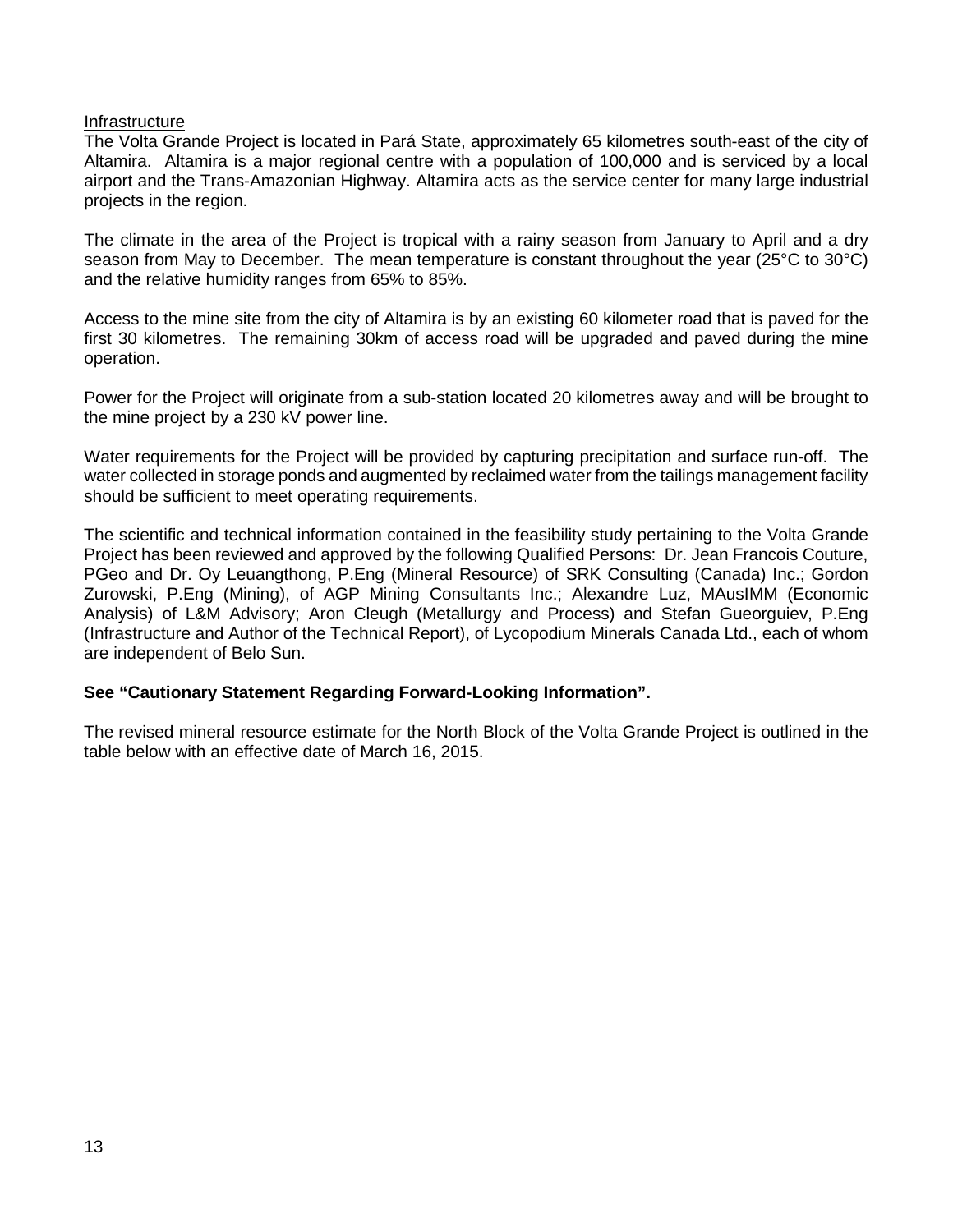Infrastructure

The Volta Grande Project is located in Pará State, approximately 65 kilometres south-east of the city of Altamira. Altamira is a major regional centre with a population of 100,000 and is serviced by a local airport and the Trans-Amazonian Highway. Altamira acts as the service center for many large industrial projects in the region.

The climate in the area of the Project is tropical with a rainy season from January to April and a dry season from May to December. The mean temperature is constant throughout the year (25°C to 30°C) and the relative humidity ranges from 65% to 85%.

Access to the mine site from the city of Altamira is by an existing 60 kilometer road that is paved for the first 30 kilometres. The remaining 30km of access road will be upgraded and paved during the mine operation.

Power for the Project will originate from a sub-station located 20 kilometres away and will be brought to the mine project by a 230 kV power line.

Water requirements for the Project will be provided by capturing precipitation and surface run-off. The water collected in storage ponds and augmented by reclaimed water from the tailings management facility should be sufficient to meet operating requirements.

The scientific and technical information contained in the feasibility study pertaining to the Volta Grande Project has been reviewed and approved by the following Qualified Persons: Dr. Jean Francois Couture, PGeo and Dr. Oy Leuangthong, P.Eng (Mineral Resource) of SRK Consulting (Canada) Inc.; Gordon Zurowski, P.Eng (Mining), of AGP Mining Consultants Inc.; Alexandre Luz, MAusIMM (Economic Analysis) of L&M Advisory; Aron Cleugh (Metallurgy and Process) and Stefan Gueorguiev, P.Eng (Infrastructure and Author of the Technical Report), of Lycopodium Minerals Canada Ltd., each of whom are independent of Belo Sun.

**See "Cautionary Statement Regarding Forward-Looking Information".**

The revised mineral resource estimate for the North Block of the Volta Grande Project is outlined in the table below with an effective date of March 16, 2015.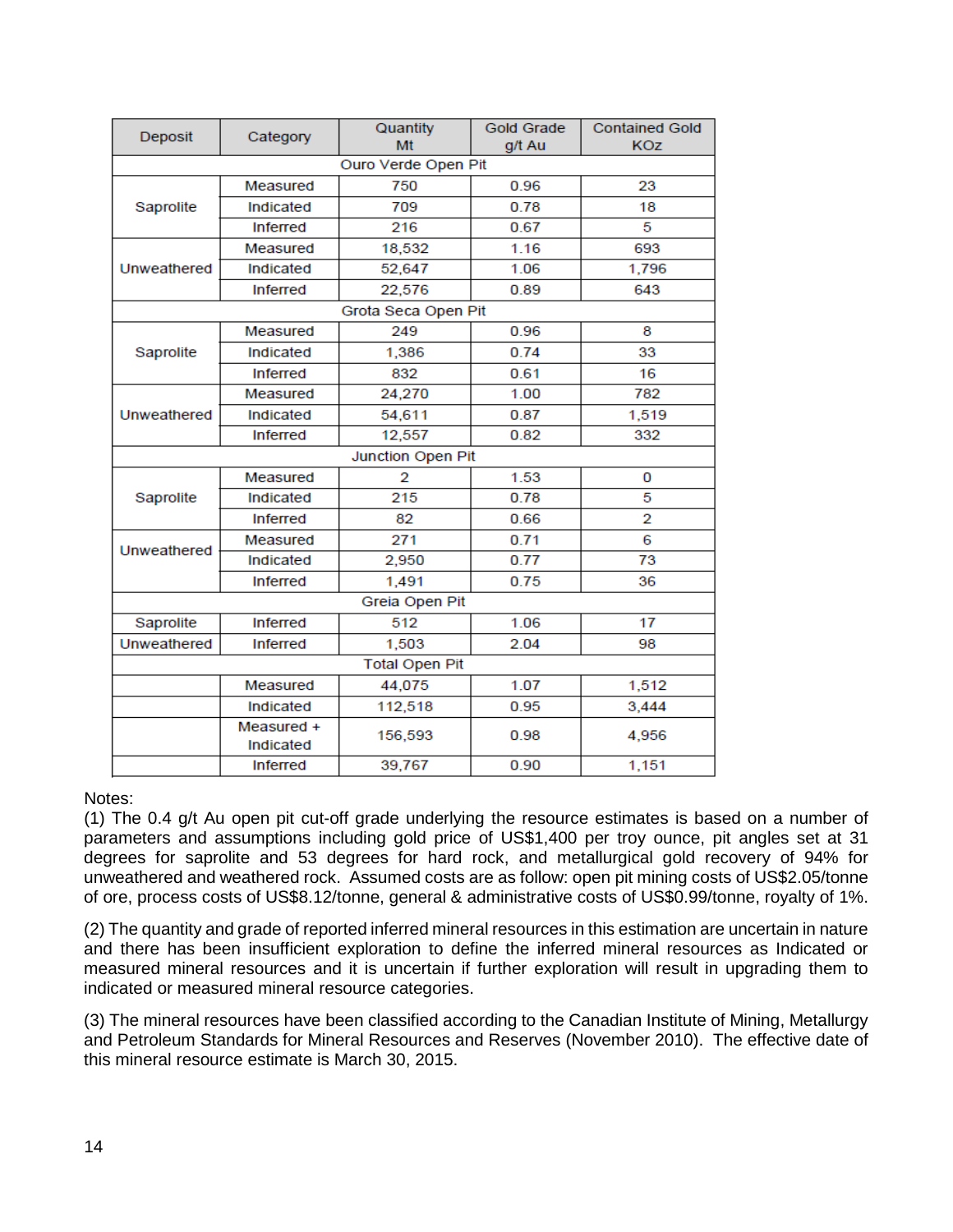| Deposit | Category | Quantity Mt | Gold Grade g/t Au | Contained Gold KOz |
|---|---|---|---|---|
| Ouro Verde Open Pit | | | | |
| Saprolite | Measured | 750 | 0.96 | 23 |
| | Indicated | 709 | 0.78 | 18 |
| | Inferred | 216 | 0.67 | 5 |
| Unweathered | Measured | 18,532 | 1.16 | 693 |
| | Indicated | 52,647 | 1.06 | 1,796 |
| | Inferred | 22,576 | 0.89 | 643 |
| Grota Seca Open Pit | | | | |
| Saprolite | Measured | 249 | 0.96 | 8 |
| | Indicated | 1,386 | 0.74 | 33 |
| | Inferred | 832 | 0.61 | 16 |
| Unweathered | Measured | 24,270 | 1.00 | 782 |
| | Indicated | 54,611 | 0.87 | 1,519 |
| | Inferred | 12,557 | 0.82 | 332 |
| Junction Open Pit | | | | |
| Saprolite | Measured | 2 | 1.53 | 0 |
| | Indicated | 215 | 0.78 | 5 |
| | Inferred | 82 | 0.66 | 2 |
| Unweathered | Measured | 271 | 0.71 | 6 |
| | Indicated | 2,950 | 0.77 | 73 |
| | Inferred | 1,491 | 0.75 | 36 |
| Greia Open Pit | | | | |
| Saprolite | Inferred | 512 | 1.06 | 17 |
| Unweathered | Inferred | 1,503 | 2.04 | 98 |
| Total Open Pit | | | | |
| | Measured | 44,075 | 1.07 | 1,512 |
| | Indicated | 112,518 | 0.95 | 3,444 |
| | Measured + Indicated | 156,593 | 0.98 | 4,956 |
| | Inferred | 39,767 | 0.90 | 1,151 |

Notes:

(1) The 0.4 g/t Au open pit cut-off grade underlying the resource estimates is based on a number of parameters and assumptions including gold price of US$1,400 per troy ounce, pit angles set at 31 degrees for saprolite and 53 degrees for hard rock, and metallurgical gold recovery of 94% for unweathered and weathered rock. Assumed costs are as follow: open pit mining costs of US$2.05/tonne of ore, process costs of US$8.12/tonne, general & administrative costs of US$0.99/tonne, royalty of 1%.

(2) The quantity and grade of reported inferred mineral resources in this estimation are uncertain in nature and there has been insufficient exploration to define the inferred mineral resources as Indicated or measured mineral resources and it is uncertain if further exploration will result in upgrading them to indicated or measured mineral resource categories.

(3) The mineral resources have been classified according to the Canadian Institute of Mining, Metallurgy and Petroleum Standards for Mineral Resources and Reserves (November 2010). The effective date of this mineral resource estimate is March 30, 2015.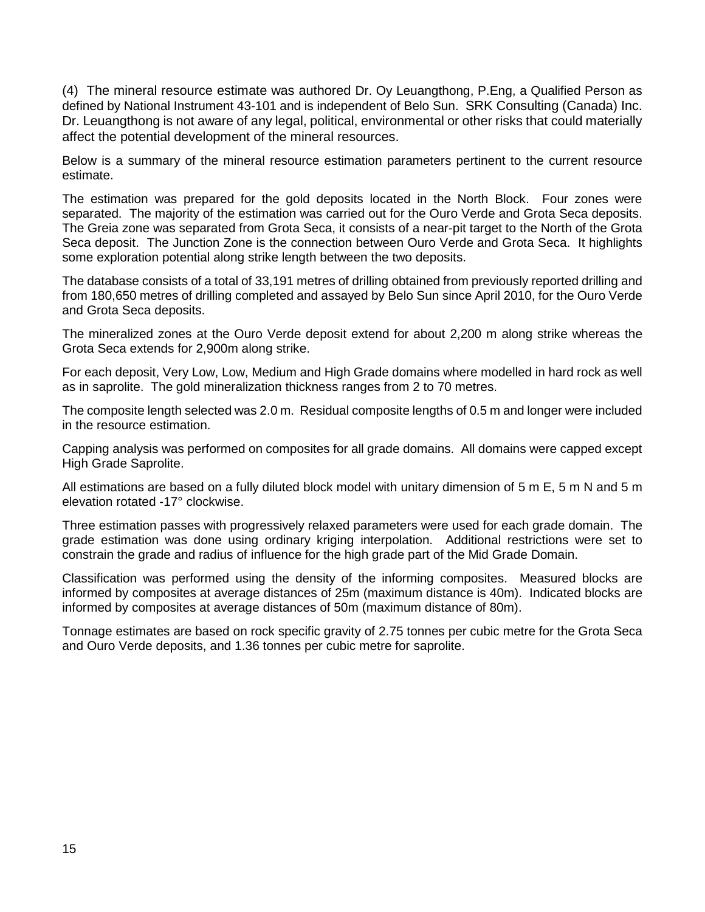(4) The mineral resource estimate was authored Dr. Oy Leuangthong, P.Eng, a Qualified Person as defined by National Instrument 43-101 and is independent of Belo Sun. SRK Consulting (Canada) Inc. Dr. Leuangthong is not aware of any legal, political, environmental or other risks that could materially affect the potential development of the mineral resources.

Below is a summary of the mineral resource estimation parameters pertinent to the current resource estimate.

The estimation was prepared for the gold deposits located in the North Block. Four zones were separated. The majority of the estimation was carried out for the Ouro Verde and Grota Seca deposits. The Greia zone was separated from Grota Seca, it consists of a near-pit target to the North of the Grota Seca deposit. The Junction Zone is the connection between Ouro Verde and Grota Seca. It highlights some exploration potential along strike length between the two deposits.

The database consists of a total of 33,191 metres of drilling obtained from previously reported drilling and from 180,650 metres of drilling completed and assayed by Belo Sun since April 2010, for the Ouro Verde and Grota Seca deposits.

The mineralized zones at the Ouro Verde deposit extend for about 2,200 m along strike whereas the Grota Seca extends for 2,900m along strike.

For each deposit, Very Low, Low, Medium and High Grade domains where modelled in hard rock as well as in saprolite. The gold mineralization thickness ranges from 2 to 70 metres.

The composite length selected was 2.0 m. Residual composite lengths of 0.5 m and longer were included in the resource estimation.

Capping analysis was performed on composites for all grade domains. All domains were capped except High Grade Saprolite.

All estimations are based on a fully diluted block model with unitary dimension of 5 m E, 5 m N and 5 m elevation rotated -17° clockwise.

Three estimation passes with progressively relaxed parameters were used for each grade domain. The grade estimation was done using ordinary kriging interpolation. Additional restrictions were set to constrain the grade and radius of influence for the high grade part of the Mid Grade Domain.

Classification was performed using the density of the informing composites. Measured blocks are informed by composites at average distances of 25m (maximum distance is 40m). Indicated blocks are informed by composites at average distances of 50m (maximum distance of 80m).

Tonnage estimates are based on rock specific gravity of 2.75 tonnes per cubic metre for the Grota Seca and Ouro Verde deposits, and 1.36 tonnes per cubic metre for saprolite.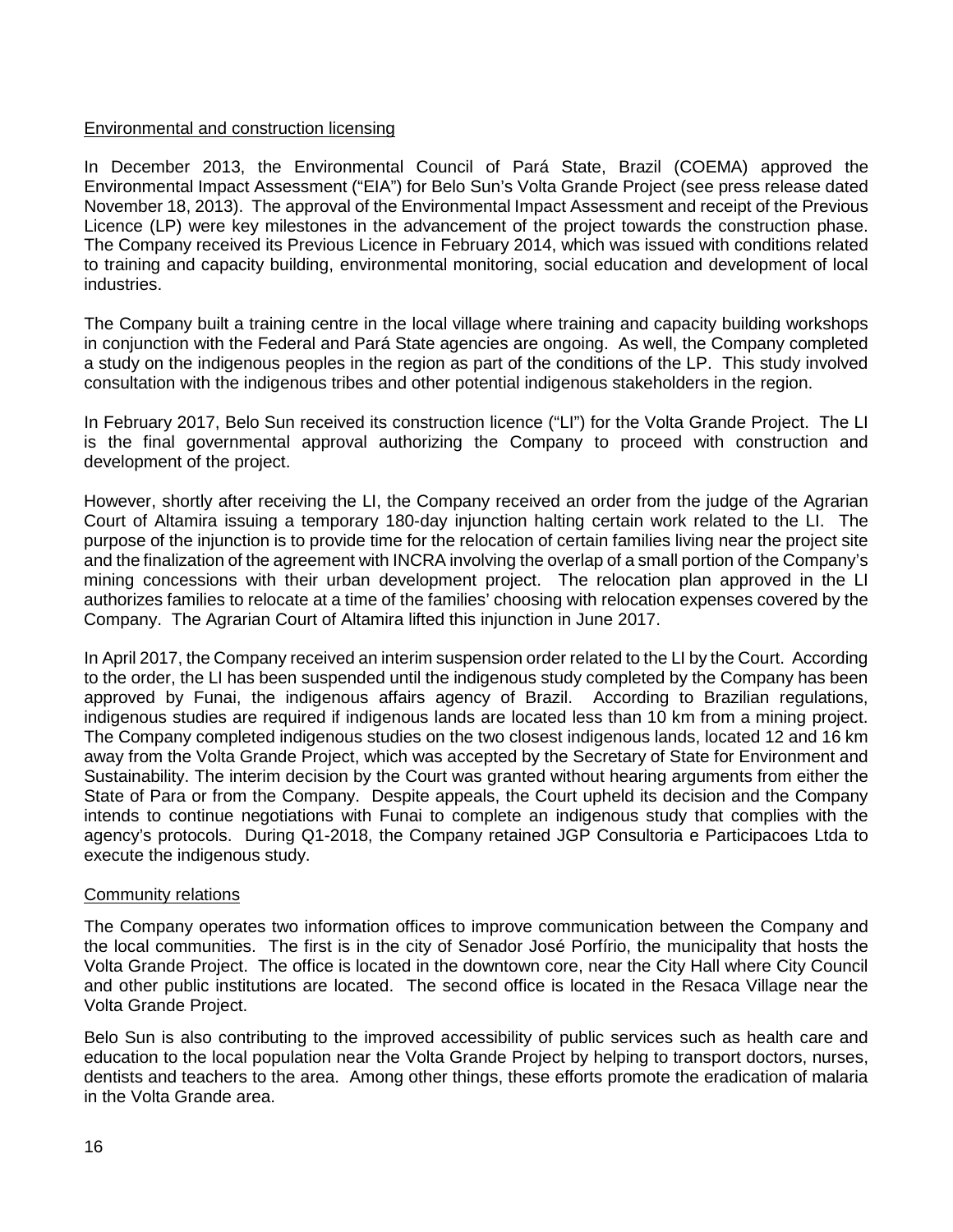Environmental and construction licensing

In December 2013, the Environmental Council of Pará State, Brazil (COEMA) approved the Environmental Impact Assessment ("EIA") for Belo Sun's Volta Grande Project (see press release dated November 18, 2013). The approval of the Environmental Impact Assessment and receipt of the Previous Licence (LP) were key milestones in the advancement of the project towards the construction phase. The Company received its Previous Licence in February 2014, which was issued with conditions related to training and capacity building, environmental monitoring, social education and development of local industries.

The Company built a training centre in the local village where training and capacity building workshops in conjunction with the Federal and Pará State agencies are ongoing. As well, the Company completed a study on the indigenous peoples in the region as part of the conditions of the LP. This study involved consultation with the indigenous tribes and other potential indigenous stakeholders in the region.

In February 2017, Belo Sun received its construction licence ("LI") for the Volta Grande Project. The LI is the final governmental approval authorizing the Company to proceed with construction and development of the project.

However, shortly after receiving the LI, the Company received an order from the judge of the Agrarian Court of Altamira issuing a temporary 180-day injunction halting certain work related to the LI. The purpose of the injunction is to provide time for the relocation of certain families living near the project site and the finalization of the agreement with INCRA involving the overlap of a small portion of the Company's mining concessions with their urban development project. The relocation plan approved in the LI authorizes families to relocate at a time of the families' choosing with relocation expenses covered by the Company. The Agrarian Court of Altamira lifted this injunction in June 2017.

In April 2017, the Company received an interim suspension order related to the LI by the Court. According to the order, the LI has been suspended until the indigenous study completed by the Company has been approved by Funai, the indigenous affairs agency of Brazil. According to Brazilian regulations, indigenous studies are required if indigenous lands are located less than 10 km from a mining project. The Company completed indigenous studies on the two closest indigenous lands, located 12 and 16 km away from the Volta Grande Project, which was accepted by the Secretary of State for Environment and Sustainability. The interim decision by the Court was granted without hearing arguments from either the State of Para or from the Company. Despite appeals, the Court upheld its decision and the Company intends to continue negotiations with Funai to complete an indigenous study that complies with the agency's protocols. During Q1-2018, the Company retained JGP Consultoria e Participacoes Ltda to execute the indigenous study.

Community relations

The Company operates two information offices to improve communication between the Company and the local communities. The first is in the city of Senador José Porfírio, the municipality that hosts the Volta Grande Project. The office is located in the downtown core, near the City Hall where City Council and other public institutions are located. The second office is located in the Resaca Village near the Volta Grande Project.

Belo Sun is also contributing to the improved accessibility of public services such as health care and education to the local population near the Volta Grande Project by helping to transport doctors, nurses, dentists and teachers to the area. Among other things, these efforts promote the eradication of malaria in the Volta Grande area.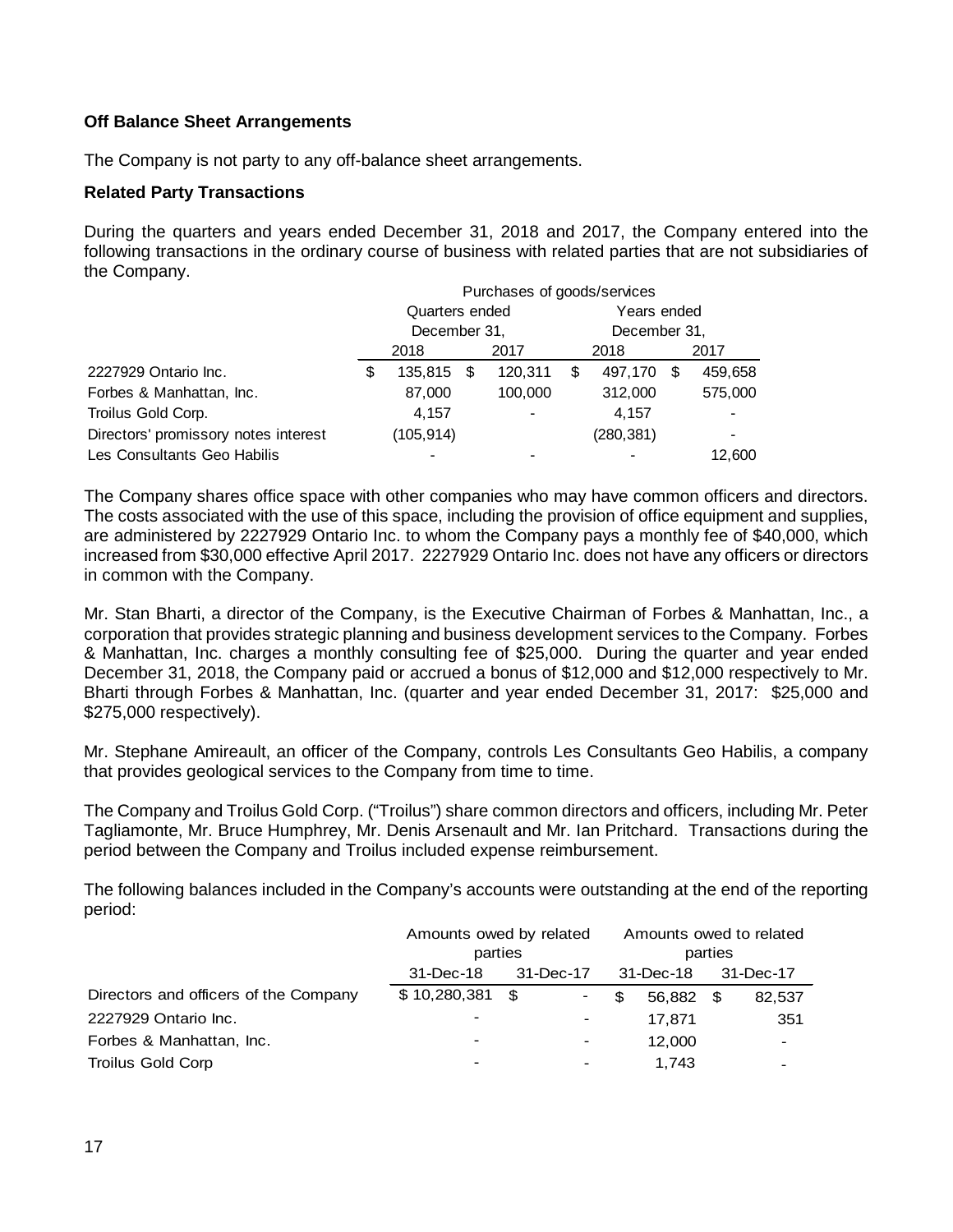**Off Balance Sheet Arrangements**

The Company is not party to any off-balance sheet arrangements.

**Related Party Transactions**

During the quarters and years ended December 31, 2018 and 2017, the Company entered into the following transactions in the ordinary course of business with related parties that are not subsidiaries of the Company.

| | Purchases of goods/services | | | |
|---|---|---|---|---|
| | Quarters ended December 31, | | Years ended December 31, | |
| | 2018 | 2017 | 2018 | 2017 |
| 2227929 Ontario Inc. | $ 135,815 | $ 120,311 | $ 497,170 | $ 459,658 |
| Forbes & Manhattan, Inc. | 87,000 | 100,000 | 312,000 | 575,000 |
| Troilus Gold Corp. | 4,157 | - | 4,157 | - |
| Directors' promissory notes interest | (105,914) | | (280,381) | - |
| Les Consultants Geo Habilis | - | - | - | 12,600 |

The Company shares office space with other companies who may have common officers and directors. The costs associated with the use of this space, including the provision of office equipment and supplies, are administered by 2227929 Ontario Inc. to whom the Company pays a monthly fee of $40,000, which increased from $30,000 effective April 2017. 2227929 Ontario Inc. does not have any officers or directors in common with the Company.

Mr. Stan Bharti, a director of the Company, is the Executive Chairman of Forbes & Manhattan, Inc., a corporation that provides strategic planning and business development services to the Company. Forbes & Manhattan, Inc. charges a monthly consulting fee of $25,000. During the quarter and year ended December 31, 2018, the Company paid or accrued a bonus of $12,000 and $12,000 respectively to Mr. Bharti through Forbes & Manhattan, Inc. (quarter and year ended December 31, 2017: $25,000 and $275,000 respectively).

Mr. Stephane Amireault, an officer of the Company, controls Les Consultants Geo Habilis, a company that provides geological services to the Company from time to time.

The Company and Troilus Gold Corp. ("Troilus") share common directors and officers, including Mr. Peter Tagliamonte, Mr. Bruce Humphrey, Mr. Denis Arsenault and Mr. Ian Pritchard. Transactions during the period between the Company and Troilus included expense reimbursement.

The following balances included in the Company's accounts were outstanding at the end of the reporting period:

| | Amounts owed by related parties | | Amounts owed to related parties | |
|---|---|---|---|---|
| | 31-Dec-18 | 31-Dec-17 | 31-Dec-18 | 31-Dec-17 |
| Directors and officers of the Company | $ 10,280,381 | $ - | $ 56,882 | $ 82,537 |
| 2227929 Ontario Inc. | - | - | 17,871 | 351 |
| Forbes & Manhattan, Inc. | - | - | 12,000 | - |
| Troilus Gold Corp | - | - | 1,743 | - |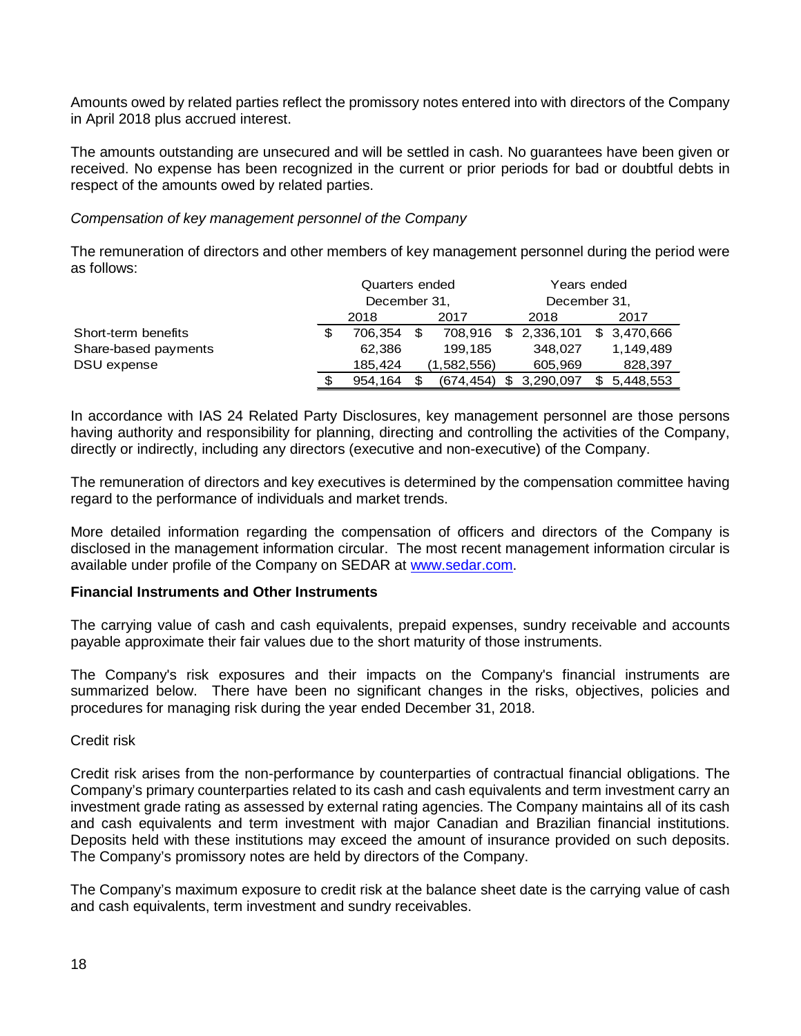Amounts owed by related parties reflect the promissory notes entered into with directors of the Company in April 2018 plus accrued interest.

The amounts outstanding are unsecured and will be settled in cash. No guarantees have been given or received. No expense has been recognized in the current or prior periods for bad or doubtful debts in respect of the amounts owed by related parties.

*Compensation of key management personnel of the Company*

The remuneration of directors and other members of key management personnel during the period were as follows:

| | Quarters ended December 31, | | Years ended December 31, | |
|---|---|---|---|---|
| | 2018 | 2017 | 2018 | 2017 |
| Short-term benefits | $ 706,354 | $ 708,916 | $ 2,336,101 | $ 3,470,666 |
| Share-based payments | 62,386 | 199,185 | 348,027 | 1,149,489 |
| DSU expense | 185,424 | (1,582,556) | 605,969 | 828,397 |
| | $ 954,164 | $ (674,454) | $ 3,290,097 | $ 5,448,553 |

In accordance with IAS 24 Related Party Disclosures, key management personnel are those persons having authority and responsibility for planning, directing and controlling the activities of the Company, directly or indirectly, including any directors (executive and non-executive) of the Company.

The remuneration of directors and key executives is determined by the compensation committee having regard to the performance of individuals and market trends.

More detailed information regarding the compensation of officers and directors of the Company is disclosed in the management information circular. The most recent management information circular is available under profile of the Company on SEDAR at www.sedar.com.

**Financial Instruments and Other Instruments**

The carrying value of cash and cash equivalents, prepaid expenses, sundry receivable and accounts payable approximate their fair values due to the short maturity of those instruments.

The Company's risk exposures and their impacts on the Company's financial instruments are summarized below. There have been no significant changes in the risks, objectives, policies and procedures for managing risk during the year ended December 31, 2018.

Credit risk

Credit risk arises from the non-performance by counterparties of contractual financial obligations. The Company's primary counterparties related to its cash and cash equivalents and term investment carry an investment grade rating as assessed by external rating agencies. The Company maintains all of its cash and cash equivalents and term investment with major Canadian and Brazilian financial institutions. Deposits held with these institutions may exceed the amount of insurance provided on such deposits. The Company's promissory notes are held by directors of the Company.

The Company's maximum exposure to credit risk at the balance sheet date is the carrying value of cash and cash equivalents, term investment and sundry receivables.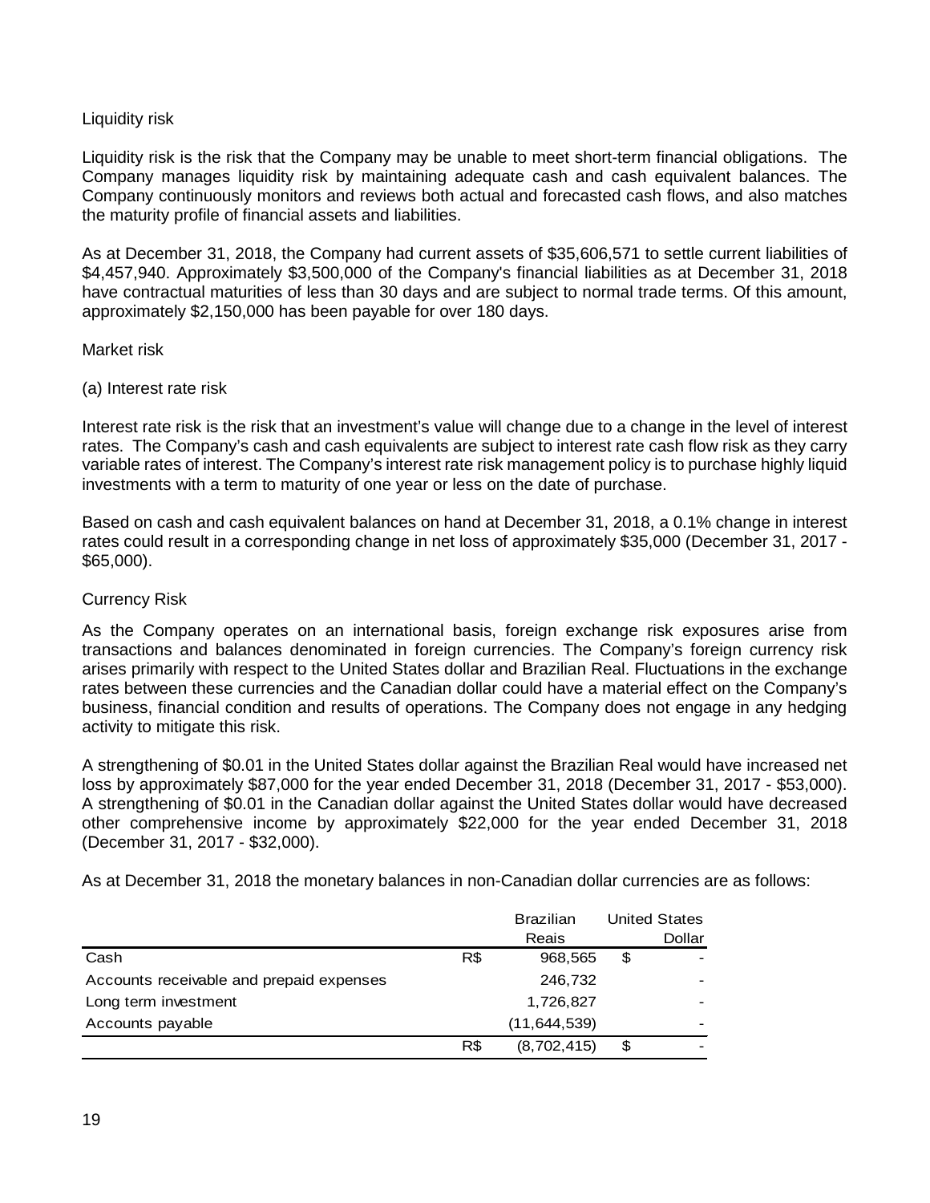Liquidity risk

Liquidity risk is the risk that the Company may be unable to meet short-term financial obligations. The Company manages liquidity risk by maintaining adequate cash and cash equivalent balances. The Company continuously monitors and reviews both actual and forecasted cash flows, and also matches the maturity profile of financial assets and liabilities.

As at December 31, 2018, the Company had current assets of $35,606,571 to settle current liabilities of $4,457,940. Approximately $3,500,000 of the Company's financial liabilities as at December 31, 2018 have contractual maturities of less than 30 days and are subject to normal trade terms. Of this amount, approximately $2,150,000 has been payable for over 180 days.

Market risk

(a) Interest rate risk

Interest rate risk is the risk that an investment's value will change due to a change in the level of interest rates. The Company's cash and cash equivalents are subject to interest rate cash flow risk as they carry variable rates of interest. The Company's interest rate risk management policy is to purchase highly liquid investments with a term to maturity of one year or less on the date of purchase.

Based on cash and cash equivalent balances on hand at December 31, 2018, a 0.1% change in interest rates could result in a corresponding change in net loss of approximately $35,000 (December 31, 2017 - $65,000).

Currency Risk

As the Company operates on an international basis, foreign exchange risk exposures arise from transactions and balances denominated in foreign currencies. The Company's foreign currency risk arises primarily with respect to the United States dollar and Brazilian Real. Fluctuations in the exchange rates between these currencies and the Canadian dollar could have a material effect on the Company's business, financial condition and results of operations. The Company does not engage in any hedging activity to mitigate this risk.

A strengthening of $0.01 in the United States dollar against the Brazilian Real would have increased net loss by approximately $87,000 for the year ended December 31, 2018 (December 31, 2017 - $53,000). A strengthening of $0.01 in the Canadian dollar against the United States dollar would have decreased other comprehensive income by approximately $22,000 for the year ended December 31, 2018 (December 31, 2017 - $32,000).

As at December 31, 2018 the monetary balances in non-Canadian dollar currencies are as follows:

| | | Brazilian Reais | | United States Dollar |
|---|---|---|---|---|
| Cash | R$ | 968,565 | $ | - |
| Accounts receivable and prepaid expenses | | 246,732 | | - |
| Long term investment | | 1,726,827 | | - |
| Accounts payable | | (11,644,539) | | - |
| | R$ | (8,702,415) | $ | - |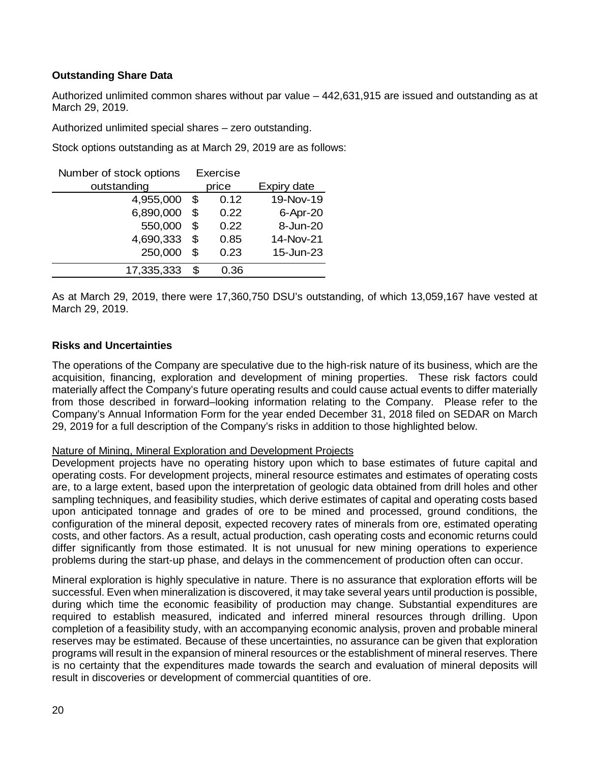**Outstanding Share Data**

Authorized unlimited common shares without par value – 442,631,915 are issued and outstanding as at March 29, 2019.

Authorized unlimited special shares – zero outstanding.

Stock options outstanding as at March 29, 2019 are as follows:

| Number of stock options outstanding | Exercise price | Expiry date |
|---|---|---|
| 4,955,000 | $ 0.12 | 19-Nov-19 |
| 6,890,000 | $ 0.22 | 6-Apr-20 |
| 550,000 | $ 0.22 | 8-Jun-20 |
| 4,690,333 | $ 0.85 | 14-Nov-21 |
| 250,000 | $ 0.23 | 15-Jun-23 |
| 17,335,333 | $ 0.36 | |

As at March 29, 2019, there were 17,360,750 DSU's outstanding, of which 13,059,167 have vested at March 29, 2019.

**Risks and Uncertainties**

The operations of the Company are speculative due to the high-risk nature of its business, which are the acquisition, financing, exploration and development of mining properties. These risk factors could materially affect the Company's future operating results and could cause actual events to differ materially from those described in forward–looking information relating to the Company. Please refer to the Company's Annual Information Form for the year ended December 31, 2018 filed on SEDAR on March 29, 2019 for a full description of the Company's risks in addition to those highlighted below.

Nature of Mining, Mineral Exploration and Development Projects

Development projects have no operating history upon which to base estimates of future capital and operating costs. For development projects, mineral resource estimates and estimates of operating costs are, to a large extent, based upon the interpretation of geologic data obtained from drill holes and other sampling techniques, and feasibility studies, which derive estimates of capital and operating costs based upon anticipated tonnage and grades of ore to be mined and processed, ground conditions, the configuration of the mineral deposit, expected recovery rates of minerals from ore, estimated operating costs, and other factors. As a result, actual production, cash operating costs and economic returns could differ significantly from those estimated. It is not unusual for new mining operations to experience problems during the start-up phase, and delays in the commencement of production often can occur.

Mineral exploration is highly speculative in nature. There is no assurance that exploration efforts will be successful. Even when mineralization is discovered, it may take several years until production is possible, during which time the economic feasibility of production may change. Substantial expenditures are required to establish measured, indicated and inferred mineral resources through drilling. Upon completion of a feasibility study, with an accompanying economic analysis, proven and probable mineral reserves may be estimated. Because of these uncertainties, no assurance can be given that exploration programs will result in the expansion of mineral resources or the establishment of mineral reserves. There is no certainty that the expenditures made towards the search and evaluation of mineral deposits will result in discoveries or development of commercial quantities of ore.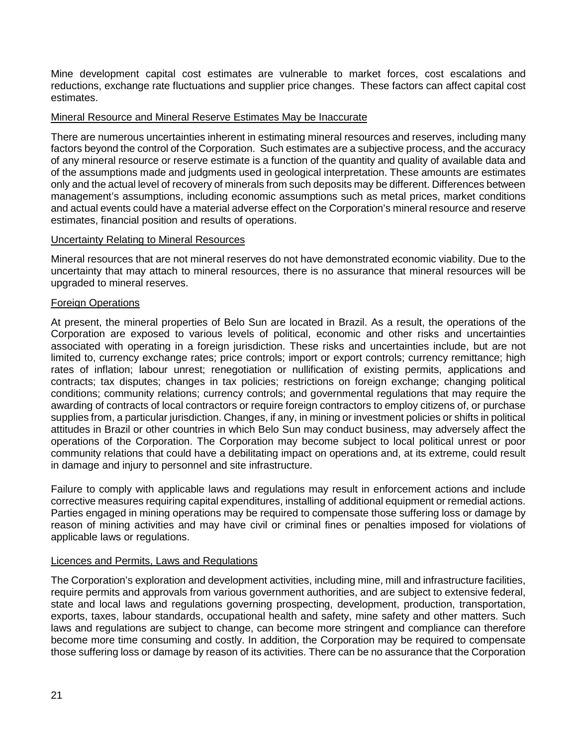Mine development capital cost estimates are vulnerable to market forces, cost escalations and reductions, exchange rate fluctuations and supplier price changes. These factors can affect capital cost estimates.

### Mineral Resource and Mineral Reserve Estimates May be Inaccurate

There are numerous uncertainties inherent in estimating mineral resources and reserves, including many factors beyond the control of the Corporation. Such estimates are a subjective process, and the accuracy of any mineral resource or reserve estimate is a function of the quantity and quality of available data and of the assumptions made and judgments used in geological interpretation. These amounts are estimates only and the actual level of recovery of minerals from such deposits may be different. Differences between management's assumptions, including economic assumptions such as metal prices, market conditions and actual events could have a material adverse effect on the Corporation's mineral resource and reserve estimates, financial position and results of operations.

### Uncertainty Relating to Mineral Resources

Mineral resources that are not mineral reserves do not have demonstrated economic viability. Due to the uncertainty that may attach to mineral resources, there is no assurance that mineral resources will be upgraded to mineral reserves.

### Foreign Operations

At present, the mineral properties of Belo Sun are located in Brazil. As a result, the operations of the Corporation are exposed to various levels of political, economic and other risks and uncertainties associated with operating in a foreign jurisdiction. These risks and uncertainties include, but are not limited to, currency exchange rates; price controls; import or export controls; currency remittance; high rates of inflation; labour unrest; renegotiation or nullification of existing permits, applications and contracts; tax disputes; changes in tax policies; restrictions on foreign exchange; changing political conditions; community relations; currency controls; and governmental regulations that may require the awarding of contracts of local contractors or require foreign contractors to employ citizens of, or purchase supplies from, a particular jurisdiction. Changes, if any, in mining or investment policies or shifts in political attitudes in Brazil or other countries in which Belo Sun may conduct business, may adversely affect the operations of the Corporation. The Corporation may become subject to local political unrest or poor community relations that could have a debilitating impact on operations and, at its extreme, could result in damage and injury to personnel and site infrastructure.

Failure to comply with applicable laws and regulations may result in enforcement actions and include corrective measures requiring capital expenditures, installing of additional equipment or remedial actions. Parties engaged in mining operations may be required to compensate those suffering loss or damage by reason of mining activities and may have civil or criminal fines or penalties imposed for violations of applicable laws or regulations.

### Licences and Permits, Laws and Regulations

The Corporation's exploration and development activities, including mine, mill and infrastructure facilities, require permits and approvals from various government authorities, and are subject to extensive federal, state and local laws and regulations governing prospecting, development, production, transportation, exports, taxes, labour standards, occupational health and safety, mine safety and other matters. Such laws and regulations are subject to change, can become more stringent and compliance can therefore become more time consuming and costly. In addition, the Corporation may be required to compensate those suffering loss or damage by reason of its activities. There can be no assurance that the Corporation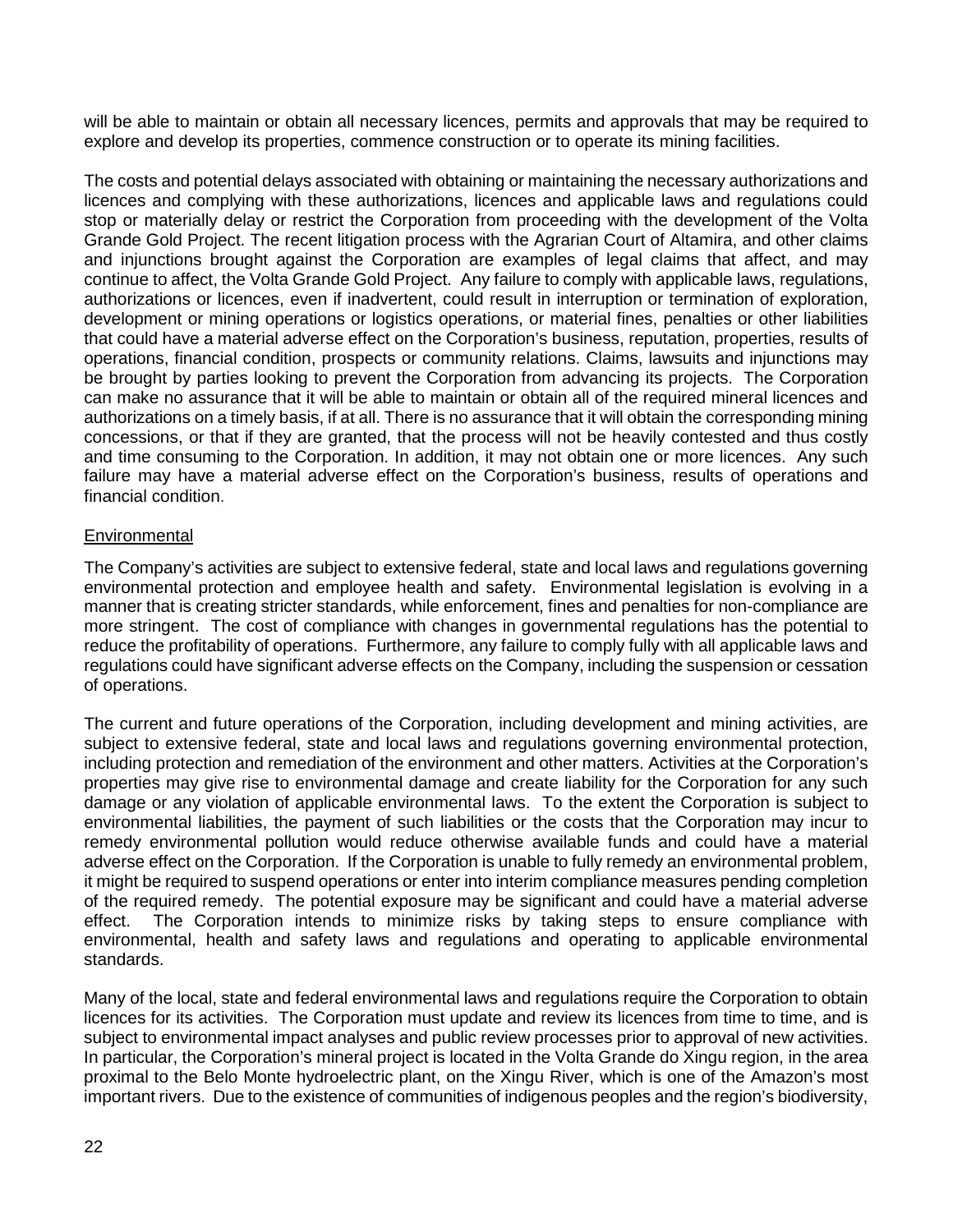will be able to maintain or obtain all necessary licences, permits and approvals that may be required to explore and develop its properties, commence construction or to operate its mining facilities.

The costs and potential delays associated with obtaining or maintaining the necessary authorizations and licences and complying with these authorizations, licences and applicable laws and regulations could stop or materially delay or restrict the Corporation from proceeding with the development of the Volta Grande Gold Project. The recent litigation process with the Agrarian Court of Altamira, and other claims and injunctions brought against the Corporation are examples of legal claims that affect, and may continue to affect, the Volta Grande Gold Project. Any failure to comply with applicable laws, regulations, authorizations or licences, even if inadvertent, could result in interruption or termination of exploration, development or mining operations or logistics operations, or material fines, penalties or other liabilities that could have a material adverse effect on the Corporation's business, reputation, properties, results of operations, financial condition, prospects or community relations. Claims, lawsuits and injunctions may be brought by parties looking to prevent the Corporation from advancing its projects. The Corporation can make no assurance that it will be able to maintain or obtain all of the required mineral licences and authorizations on a timely basis, if at all. There is no assurance that it will obtain the corresponding mining concessions, or that if they are granted, that the process will not be heavily contested and thus costly and time consuming to the Corporation. In addition, it may not obtain one or more licences. Any such failure may have a material adverse effect on the Corporation's business, results of operations and financial condition.

Environmental

The Company's activities are subject to extensive federal, state and local laws and regulations governing environmental protection and employee health and safety. Environmental legislation is evolving in a manner that is creating stricter standards, while enforcement, fines and penalties for non-compliance are more stringent. The cost of compliance with changes in governmental regulations has the potential to reduce the profitability of operations. Furthermore, any failure to comply fully with all applicable laws and regulations could have significant adverse effects on the Company, including the suspension or cessation of operations.

The current and future operations of the Corporation, including development and mining activities, are subject to extensive federal, state and local laws and regulations governing environmental protection, including protection and remediation of the environment and other matters. Activities at the Corporation's properties may give rise to environmental damage and create liability for the Corporation for any such damage or any violation of applicable environmental laws. To the extent the Corporation is subject to environmental liabilities, the payment of such liabilities or the costs that the Corporation may incur to remedy environmental pollution would reduce otherwise available funds and could have a material adverse effect on the Corporation. If the Corporation is unable to fully remedy an environmental problem, it might be required to suspend operations or enter into interim compliance measures pending completion of the required remedy. The potential exposure may be significant and could have a material adverse effect. The Corporation intends to minimize risks by taking steps to ensure compliance with environmental, health and safety laws and regulations and operating to applicable environmental standards.

Many of the local, state and federal environmental laws and regulations require the Corporation to obtain licences for its activities. The Corporation must update and review its licences from time to time, and is subject to environmental impact analyses and public review processes prior to approval of new activities. In particular, the Corporation's mineral project is located in the Volta Grande do Xingu region, in the area proximal to the Belo Monte hydroelectric plant, on the Xingu River, which is one of the Amazon's most important rivers. Due to the existence of communities of indigenous peoples and the region's biodiversity,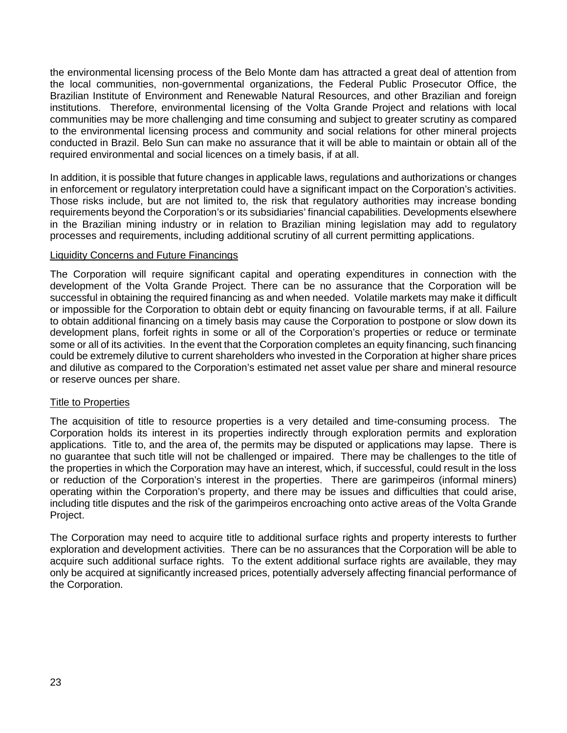the environmental licensing process of the Belo Monte dam has attracted a great deal of attention from the local communities, non-governmental organizations, the Federal Public Prosecutor Office, the Brazilian Institute of Environment and Renewable Natural Resources, and other Brazilian and foreign institutions. Therefore, environmental licensing of the Volta Grande Project and relations with local communities may be more challenging and time consuming and subject to greater scrutiny as compared to the environmental licensing process and community and social relations for other mineral projects conducted in Brazil. Belo Sun can make no assurance that it will be able to maintain or obtain all of the required environmental and social licences on a timely basis, if at all.

In addition, it is possible that future changes in applicable laws, regulations and authorizations or changes in enforcement or regulatory interpretation could have a significant impact on the Corporation's activities. Those risks include, but are not limited to, the risk that regulatory authorities may increase bonding requirements beyond the Corporation's or its subsidiaries' financial capabilities. Developments elsewhere in the Brazilian mining industry or in relation to Brazilian mining legislation may add to regulatory processes and requirements, including additional scrutiny of all current permitting applications.

Liquidity Concerns and Future Financings

The Corporation will require significant capital and operating expenditures in connection with the development of the Volta Grande Project. There can be no assurance that the Corporation will be successful in obtaining the required financing as and when needed. Volatile markets may make it difficult or impossible for the Corporation to obtain debt or equity financing on favourable terms, if at all. Failure to obtain additional financing on a timely basis may cause the Corporation to postpone or slow down its development plans, forfeit rights in some or all of the Corporation's properties or reduce or terminate some or all of its activities. In the event that the Corporation completes an equity financing, such financing could be extremely dilutive to current shareholders who invested in the Corporation at higher share prices and dilutive as compared to the Corporation's estimated net asset value per share and mineral resource or reserve ounces per share.

Title to Properties

The acquisition of title to resource properties is a very detailed and time-consuming process. The Corporation holds its interest in its properties indirectly through exploration permits and exploration applications. Title to, and the area of, the permits may be disputed or applications may lapse. There is no guarantee that such title will not be challenged or impaired. There may be challenges to the title of the properties in which the Corporation may have an interest, which, if successful, could result in the loss or reduction of the Corporation's interest in the properties. There are garimpeiros (informal miners) operating within the Corporation's property, and there may be issues and difficulties that could arise, including title disputes and the risk of the garimpeiros encroaching onto active areas of the Volta Grande Project.

The Corporation may need to acquire title to additional surface rights and property interests to further exploration and development activities. There can be no assurances that the Corporation will be able to acquire such additional surface rights. To the extent additional surface rights are available, they may only be acquired at significantly increased prices, potentially adversely affecting financial performance of the Corporation.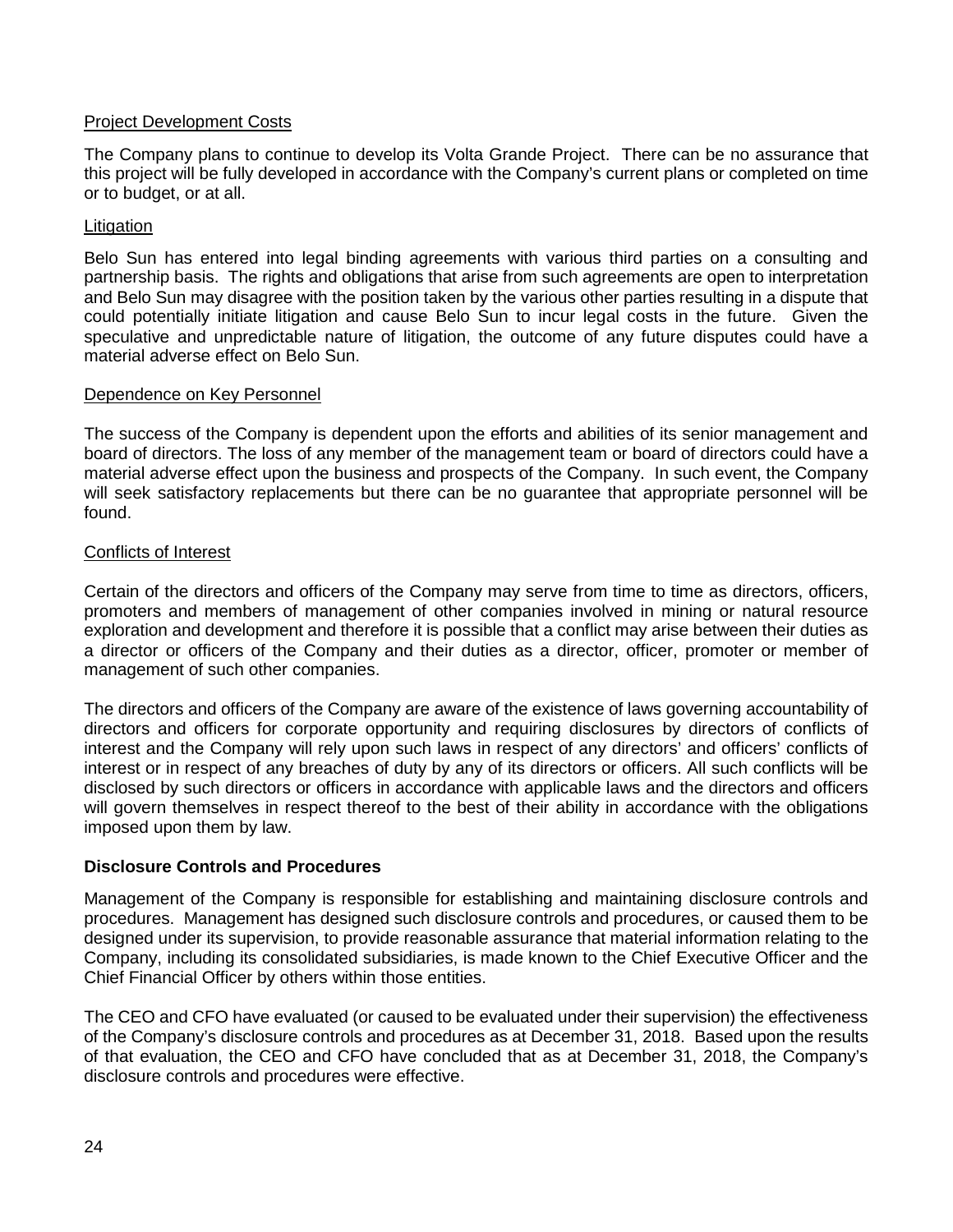Project Development Costs

The Company plans to continue to develop its Volta Grande Project. There can be no assurance that this project will be fully developed in accordance with the Company's current plans or completed on time or to budget, or at all.

Litigation

Belo Sun has entered into legal binding agreements with various third parties on a consulting and partnership basis. The rights and obligations that arise from such agreements are open to interpretation and Belo Sun may disagree with the position taken by the various other parties resulting in a dispute that could potentially initiate litigation and cause Belo Sun to incur legal costs in the future. Given the speculative and unpredictable nature of litigation, the outcome of any future disputes could have a material adverse effect on Belo Sun.

Dependence on Key Personnel

The success of the Company is dependent upon the efforts and abilities of its senior management and board of directors. The loss of any member of the management team or board of directors could have a material adverse effect upon the business and prospects of the Company. In such event, the Company will seek satisfactory replacements but there can be no guarantee that appropriate personnel will be found.

Conflicts of Interest

Certain of the directors and officers of the Company may serve from time to time as directors, officers, promoters and members of management of other companies involved in mining or natural resource exploration and development and therefore it is possible that a conflict may arise between their duties as a director or officers of the Company and their duties as a director, officer, promoter or member of management of such other companies.

The directors and officers of the Company are aware of the existence of laws governing accountability of directors and officers for corporate opportunity and requiring disclosures by directors of conflicts of interest and the Company will rely upon such laws in respect of any directors' and officers' conflicts of interest or in respect of any breaches of duty by any of its directors or officers. All such conflicts will be disclosed by such directors or officers in accordance with applicable laws and the directors and officers will govern themselves in respect thereof to the best of their ability in accordance with the obligations imposed upon them by law.

## Disclosure Controls and Procedures

Management of the Company is responsible for establishing and maintaining disclosure controls and procedures. Management has designed such disclosure controls and procedures, or caused them to be designed under its supervision, to provide reasonable assurance that material information relating to the Company, including its consolidated subsidiaries, is made known to the Chief Executive Officer and the Chief Financial Officer by others within those entities.

The CEO and CFO have evaluated (or caused to be evaluated under their supervision) the effectiveness of the Company's disclosure controls and procedures as at December 31, 2018. Based upon the results of that evaluation, the CEO and CFO have concluded that as at December 31, 2018, the Company's disclosure controls and procedures were effective.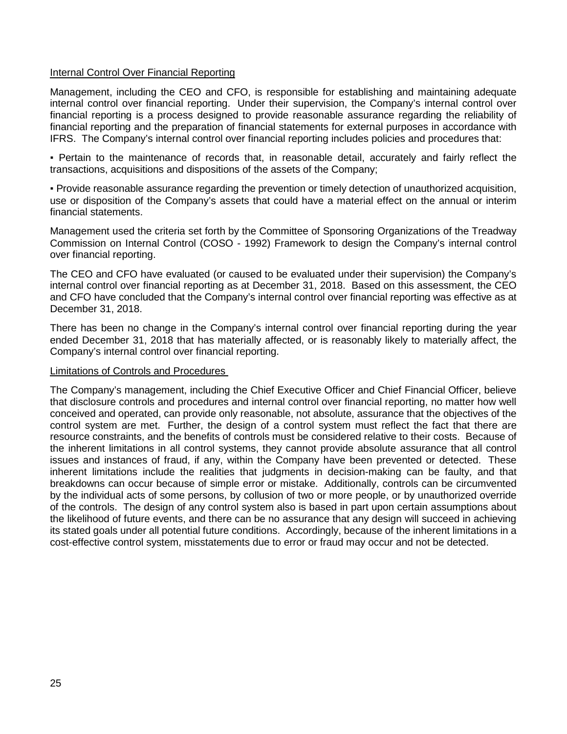## Internal Control Over Financial Reporting

Management, including the CEO and CFO, is responsible for establishing and maintaining adequate internal control over financial reporting. Under their supervision, the Company's internal control over financial reporting is a process designed to provide reasonable assurance regarding the reliability of financial reporting and the preparation of financial statements for external purposes in accordance with IFRS. The Company's internal control over financial reporting includes policies and procedures that:

▪ Pertain to the maintenance of records that, in reasonable detail, accurately and fairly reflect the transactions, acquisitions and dispositions of the assets of the Company;

▪ Provide reasonable assurance regarding the prevention or timely detection of unauthorized acquisition, use or disposition of the Company's assets that could have a material effect on the annual or interim financial statements.

Management used the criteria set forth by the Committee of Sponsoring Organizations of the Treadway Commission on Internal Control (COSO - 1992) Framework to design the Company's internal control over financial reporting.

The CEO and CFO have evaluated (or caused to be evaluated under their supervision) the Company's internal control over financial reporting as at December 31, 2018. Based on this assessment, the CEO and CFO have concluded that the Company's internal control over financial reporting was effective as at December 31, 2018.

There has been no change in the Company's internal control over financial reporting during the year ended December 31, 2018 that has materially affected, or is reasonably likely to materially affect, the Company's internal control over financial reporting.

## Limitations of Controls and Procedures

The Company's management, including the Chief Executive Officer and Chief Financial Officer, believe that disclosure controls and procedures and internal control over financial reporting, no matter how well conceived and operated, can provide only reasonable, not absolute, assurance that the objectives of the control system are met. Further, the design of a control system must reflect the fact that there are resource constraints, and the benefits of controls must be considered relative to their costs. Because of the inherent limitations in all control systems, they cannot provide absolute assurance that all control issues and instances of fraud, if any, within the Company have been prevented or detected. These inherent limitations include the realities that judgments in decision-making can be faulty, and that breakdowns can occur because of simple error or mistake. Additionally, controls can be circumvented by the individual acts of some persons, by collusion of two or more people, or by unauthorized override of the controls. The design of any control system also is based in part upon certain assumptions about the likelihood of future events, and there can be no assurance that any design will succeed in achieving its stated goals under all potential future conditions. Accordingly, because of the inherent limitations in a cost-effective control system, misstatements due to error or fraud may occur and not be detected.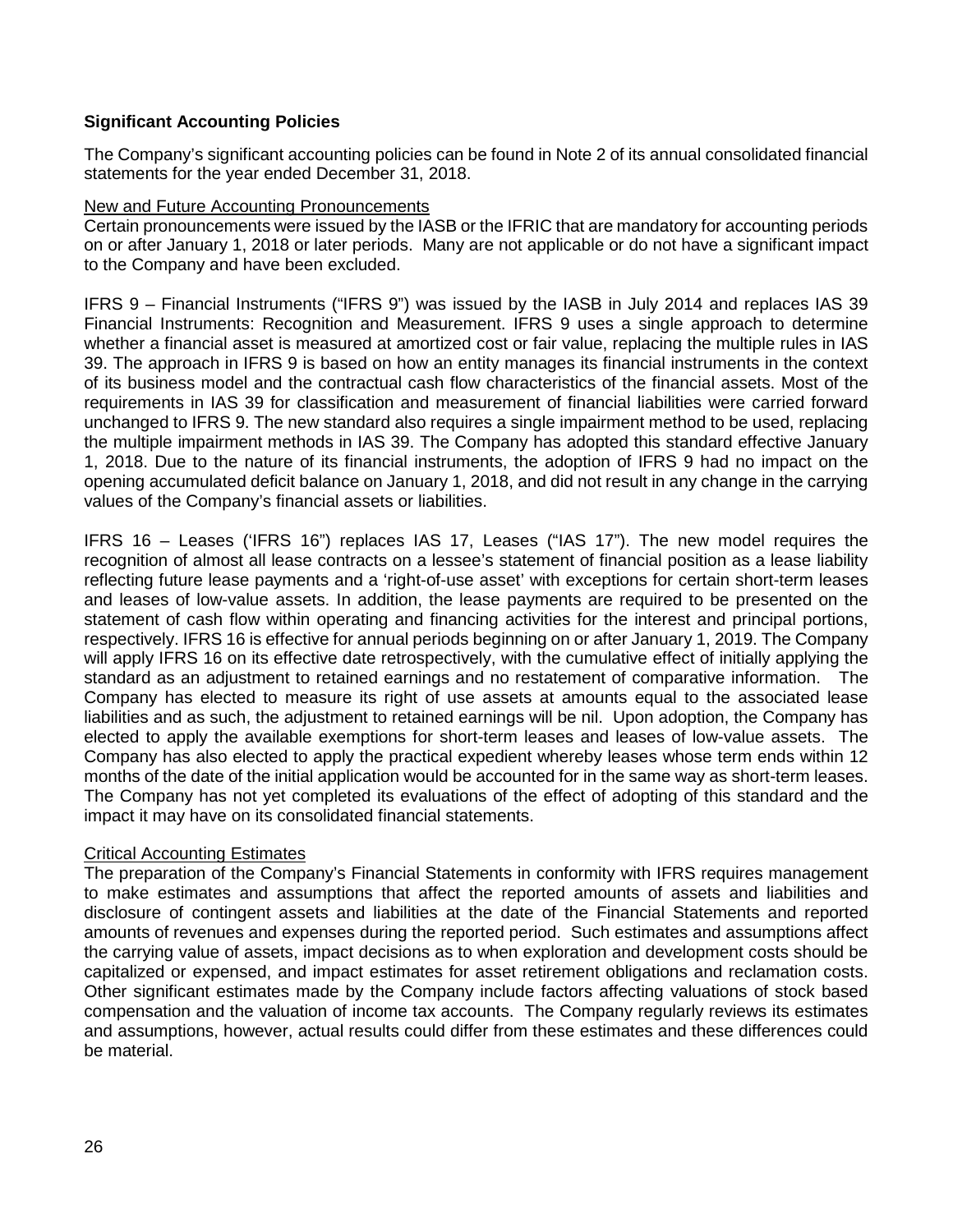**Significant Accounting Policies**

The Company's significant accounting policies can be found in Note 2 of its annual consolidated financial statements for the year ended December 31, 2018.

New and Future Accounting Pronouncements

Certain pronouncements were issued by the IASB or the IFRIC that are mandatory for accounting periods on or after January 1, 2018 or later periods. Many are not applicable or do not have a significant impact to the Company and have been excluded.

IFRS 9 – Financial Instruments ("IFRS 9") was issued by the IASB in July 2014 and replaces IAS 39 Financial Instruments: Recognition and Measurement. IFRS 9 uses a single approach to determine whether a financial asset is measured at amortized cost or fair value, replacing the multiple rules in IAS 39. The approach in IFRS 9 is based on how an entity manages its financial instruments in the context of its business model and the contractual cash flow characteristics of the financial assets. Most of the requirements in IAS 39 for classification and measurement of financial liabilities were carried forward unchanged to IFRS 9. The new standard also requires a single impairment method to be used, replacing the multiple impairment methods in IAS 39. The Company has adopted this standard effective January 1, 2018. Due to the nature of its financial instruments, the adoption of IFRS 9 had no impact on the opening accumulated deficit balance on January 1, 2018, and did not result in any change in the carrying values of the Company's financial assets or liabilities.

IFRS 16 – Leases ('IFRS 16") replaces IAS 17, Leases ("IAS 17"). The new model requires the recognition of almost all lease contracts on a lessee's statement of financial position as a lease liability reflecting future lease payments and a 'right-of-use asset' with exceptions for certain short-term leases and leases of low-value assets. In addition, the lease payments are required to be presented on the statement of cash flow within operating and financing activities for the interest and principal portions, respectively. IFRS 16 is effective for annual periods beginning on or after January 1, 2019. The Company will apply IFRS 16 on its effective date retrospectively, with the cumulative effect of initially applying the standard as an adjustment to retained earnings and no restatement of comparative information. The Company has elected to measure its right of use assets at amounts equal to the associated lease liabilities and as such, the adjustment to retained earnings will be nil. Upon adoption, the Company has elected to apply the available exemptions for short-term leases and leases of low-value assets. The Company has also elected to apply the practical expedient whereby leases whose term ends within 12 months of the date of the initial application would be accounted for in the same way as short-term leases. The Company has not yet completed its evaluations of the effect of adopting of this standard and the impact it may have on its consolidated financial statements.

Critical Accounting Estimates

The preparation of the Company's Financial Statements in conformity with IFRS requires management to make estimates and assumptions that affect the reported amounts of assets and liabilities and disclosure of contingent assets and liabilities at the date of the Financial Statements and reported amounts of revenues and expenses during the reported period. Such estimates and assumptions affect the carrying value of assets, impact decisions as to when exploration and development costs should be capitalized or expensed, and impact estimates for asset retirement obligations and reclamation costs. Other significant estimates made by the Company include factors affecting valuations of stock based compensation and the valuation of income tax accounts. The Company regularly reviews its estimates and assumptions, however, actual results could differ from these estimates and these differences could be material.